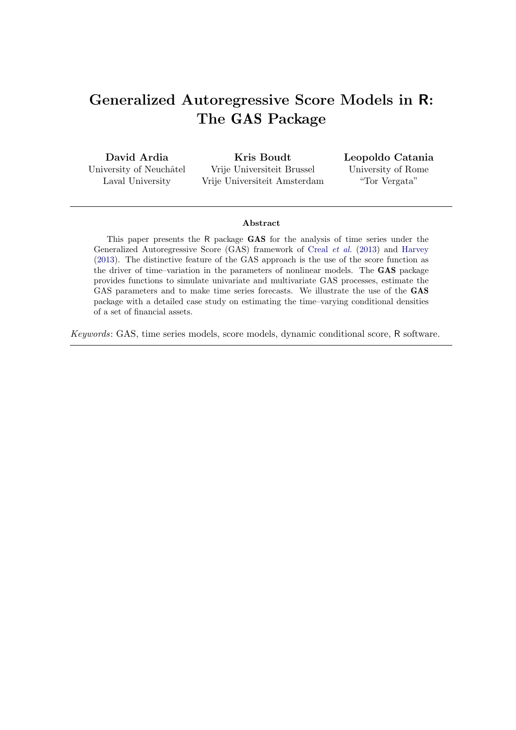# Generalized Autoregressive Score Models in R: The GAS Package

**David Ardia**
University of Neuchâtel
Laval University

**Kris Boudt**
Vrije Universiteit Brussel
Vrije Universiteit Amsterdam

**Leopoldo Catania**
University of Rome
"Tor Vergata"

---

### Abstract

This paper presents the R package **GAS** for the analysis of time series under the Generalized Autoregressive Score (GAS) framework of Creal *et al.* (2013) and Harvey (2013). The distinctive feature of the GAS approach is the use of the score function as the driver of time–variation in the parameters of nonlinear models. The **GAS** package provides functions to simulate univariate and multivariate GAS processes, estimate the GAS parameters and to make time series forecasts. We illustrate the use of the **GAS** package with a detailed case study on estimating the time–varying conditional densities of a set of financial assets.

*Keywords*: GAS, time series models, score models, dynamic conditional score, R software.

---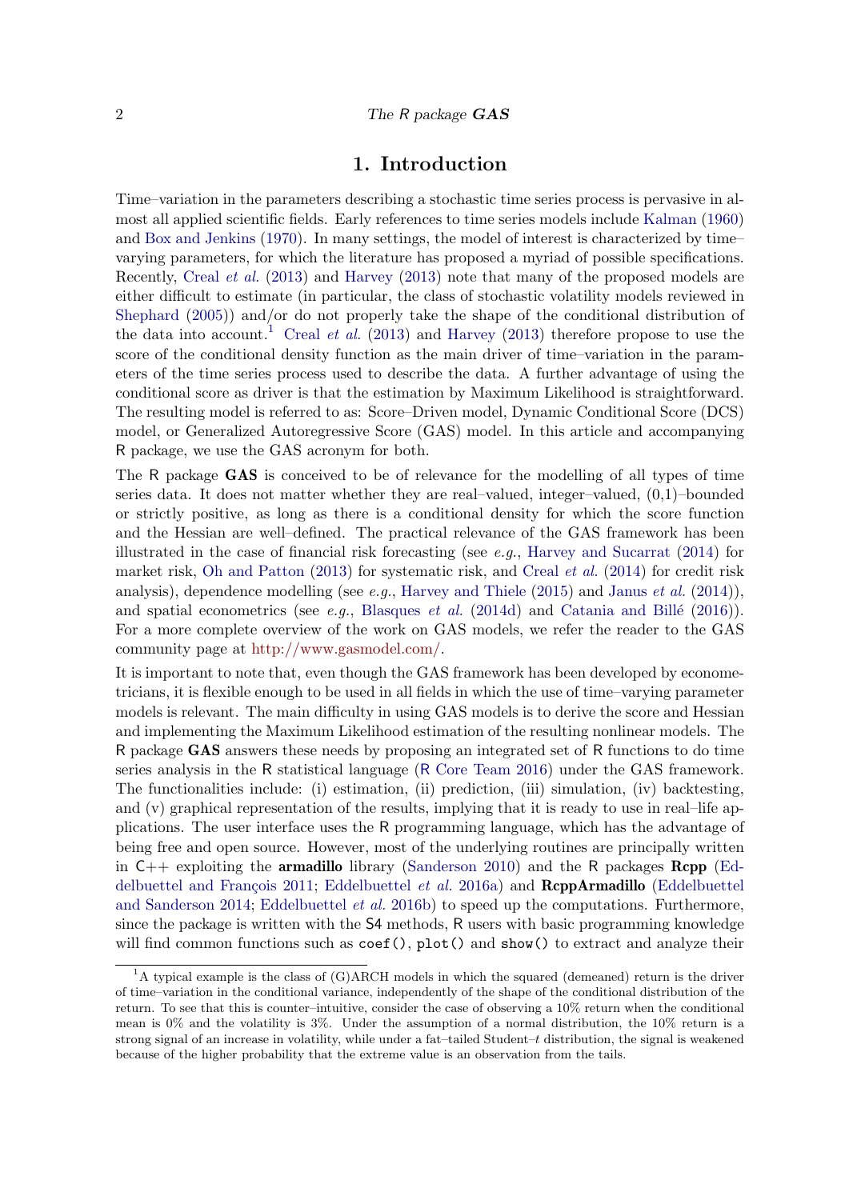# 1. Introduction

Time–variation in the parameters describing a stochastic time series process is pervasive in almost all applied scientific fields. Early references to time series models include Kalman (1960) and Box and Jenkins (1970). In many settings, the model of interest is characterized by time–varying parameters, for which the literature has proposed a myriad of possible specifications. Recently, Creal *et al.* (2013) and Harvey (2013) note that many of the proposed models are either difficult to estimate (in particular, the class of stochastic volatility models reviewed in Shephard (2005)) and/or do not properly take the shape of the conditional distribution of the data into account.[1] Creal *et al.* (2013) and Harvey (2013) therefore propose to use the score of the conditional density function as the main driver of time–variation in the parameters of the time series process used to describe the data. A further advantage of using the conditional score as driver is that the estimation by Maximum Likelihood is straightforward. The resulting model is referred to as: Score–Driven model, Dynamic Conditional Score (DCS) model, or Generalized Autoregressive Score (GAS) model. In this article and accompanying R package, we use the GAS acronym for both.

The R package **GAS** is conceived to be of relevance for the modelling of all types of time series data. It does not matter whether they are real–valued, integer–valued, (0,1)–bounded or strictly positive, as long as there is a conditional density for which the score function and the Hessian are well–defined. The practical relevance of the GAS framework has been illustrated in the case of financial risk forecasting (see *e.g.*, Harvey and Sucarrat (2014) for market risk, Oh and Patton (2013) for systematic risk, and Creal *et al.* (2014) for credit risk analysis), dependence modelling (see *e.g.*, Harvey and Thiele (2015) and Janus *et al.* (2014)), and spatial econometrics (see *e.g.*, Blasques *et al.* (2014d) and Catania and Billé (2016)). For a more complete overview of the work on GAS models, we refer the reader to the GAS community page at http://www.gasmodel.com/.

It is important to note that, even though the GAS framework has been developed by econometricians, it is flexible enough to be used in all fields in which the use of time–varying parameter models is relevant. The main difficulty in using GAS models is to derive the score and Hessian and implementing the Maximum Likelihood estimation of the resulting nonlinear models. The R package **GAS** answers these needs by proposing an integrated set of R functions to do time series analysis in the R statistical language (R Core Team 2016) under the GAS framework. The functionalities include: (i) estimation, (ii) prediction, (iii) simulation, (iv) backtesting, and (v) graphical representation of the results, implying that it is ready to use in real–life applications. The user interface uses the R programming language, which has the advantage of being free and open source. However, most of the underlying routines are principally written in C++ exploiting the **armadillo** library (Sanderson 2010) and the R packages **Rcpp** (Eddelbuettel and François 2011; Eddelbuettel *et al.* 2016a) and **RcppArmadillo** (Eddelbuettel and Sanderson 2014; Eddelbuettel *et al.* 2016b) to speed up the computations. Furthermore, since the package is written with the S4 methods, R users with basic programming knowledge will find common functions such as `coef()`, `plot()` and `show()` to extract and analyze their

[1] A typical example is the class of (G)ARCH models in which the squared (demeaned) return is the driver of time–variation in the conditional variance, independently of the shape of the conditional distribution of the return. To see that this is counter–intuitive, consider the case of observing a 10% return when the conditional mean is 0% and the volatility is 3%. Under the assumption of a normal distribution, the 10% return is a strong signal of an increase in volatility, while under a fat–tailed Student–$t$ distribution, the signal is weakened because of the higher probability that the extreme value is an observation from the tails.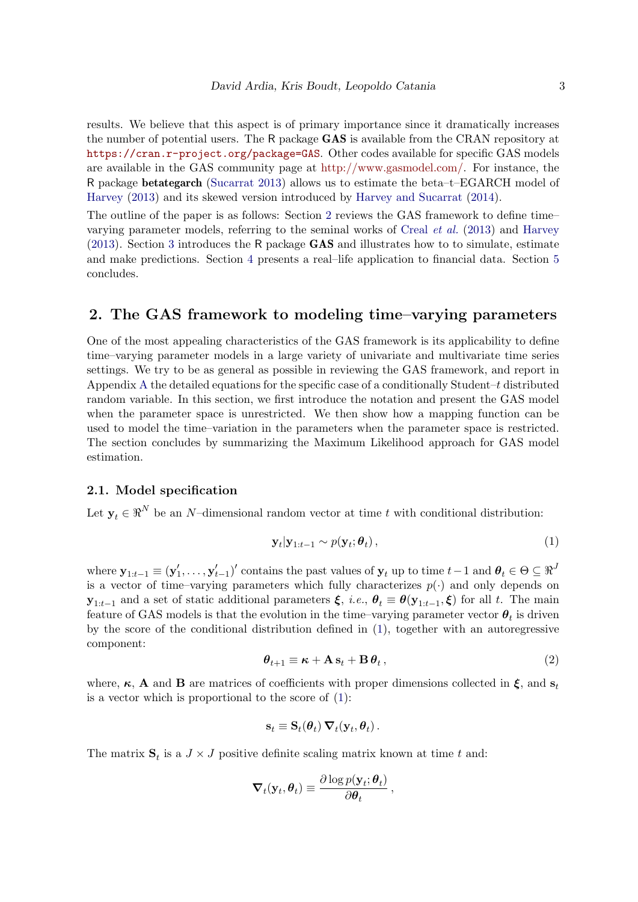results. We believe that this aspect is of primary importance since it dramatically increases the number of potential users. The R package **GAS** is available from the CRAN repository at https://cran.r-project.org/package=GAS. Other codes available for specific GAS models are available in the GAS community page at http://www.gasmodel.com/. For instance, the R package **betategarch** (Sucarrat 2013) allows us to estimate the beta–t–EGARCH model of Harvey (2013) and its skewed version introduced by Harvey and Sucarrat (2014).

The outline of the paper is as follows: Section 2 reviews the GAS framework to define time–varying parameter models, referring to the seminal works of Creal *et al.* (2013) and Harvey (2013). Section 3 introduces the R package **GAS** and illustrates how to to simulate, estimate and make predictions. Section 4 presents a real–life application to financial data. Section 5 concludes.

## 2. The GAS framework to modeling time–varying parameters

One of the most appealing characteristics of the GAS framework is its applicability to define time–varying parameter models in a large variety of univariate and multivariate time series settings. We try to be as general as possible in reviewing the GAS framework, and report in Appendix A the detailed equations for the specific case of a conditionally Student–$t$ distributed random variable. In this section, we first introduce the notation and present the GAS model when the parameter space is unrestricted. We then show how a mapping function can be used to model the time–variation in the parameters when the parameter space is restricted. The section concludes by summarizing the Maximum Likelihood approach for GAS model estimation.

### 2.1. Model specification

Let $\mathbf{y}_t \in \Re^N$ be an $N$–dimensional random vector at time $t$ with conditional distribution:

$$\mathbf{y}_t | \mathbf{y}_{1:t-1} \sim p(\mathbf{y}_t; \boldsymbol{\theta}_t) \,, \tag{1}$$

where $\mathbf{y}_{1:t-1} \equiv (\mathbf{y}_1', \ldots, \mathbf{y}_{t-1}')'$ contains the past values of $\mathbf{y}_t$ up to time $t-1$ and $\boldsymbol{\theta}_t \in \Theta \subseteq \Re^J$ is a vector of time–varying parameters which fully characterizes $p(\cdot)$ and only depends on $\mathbf{y}_{1:t-1}$ and a set of static additional parameters $\boldsymbol{\xi}$, *i.e.*, $\boldsymbol{\theta}_t \equiv \boldsymbol{\theta}(\mathbf{y}_{1:t-1}, \boldsymbol{\xi})$ for all $t$. The main feature of GAS models is that the evolution in the time–varying parameter vector $\boldsymbol{\theta}_t$ is driven by the score of the conditional distribution defined in (1), together with an autoregressive component:

$$\boldsymbol{\theta}_{t+1} \equiv \boldsymbol{\kappa} + \mathbf{A}\,\mathbf{s}_t + \mathbf{B}\,\boldsymbol{\theta}_t \,, \tag{2}$$

where, $\boldsymbol{\kappa}$, $\mathbf{A}$ and $\mathbf{B}$ are matrices of coefficients with proper dimensions collected in $\boldsymbol{\xi}$, and $\mathbf{s}_t$ is a vector which is proportional to the score of (1):

$$\mathbf{s}_t \equiv \mathbf{S}_t(\boldsymbol{\theta}_t)\,\boldsymbol{\nabla}_t(\mathbf{y}_t, \boldsymbol{\theta}_t) \,.$$

The matrix $\mathbf{S}_t$ is a $J \times J$ positive definite scaling matrix known at time $t$ and:

$$\boldsymbol{\nabla}_t(\mathbf{y}_t, \boldsymbol{\theta}_t) \equiv \frac{\partial \log p(\mathbf{y}_t; \boldsymbol{\theta}_t)}{\partial \boldsymbol{\theta}_t} \,,$$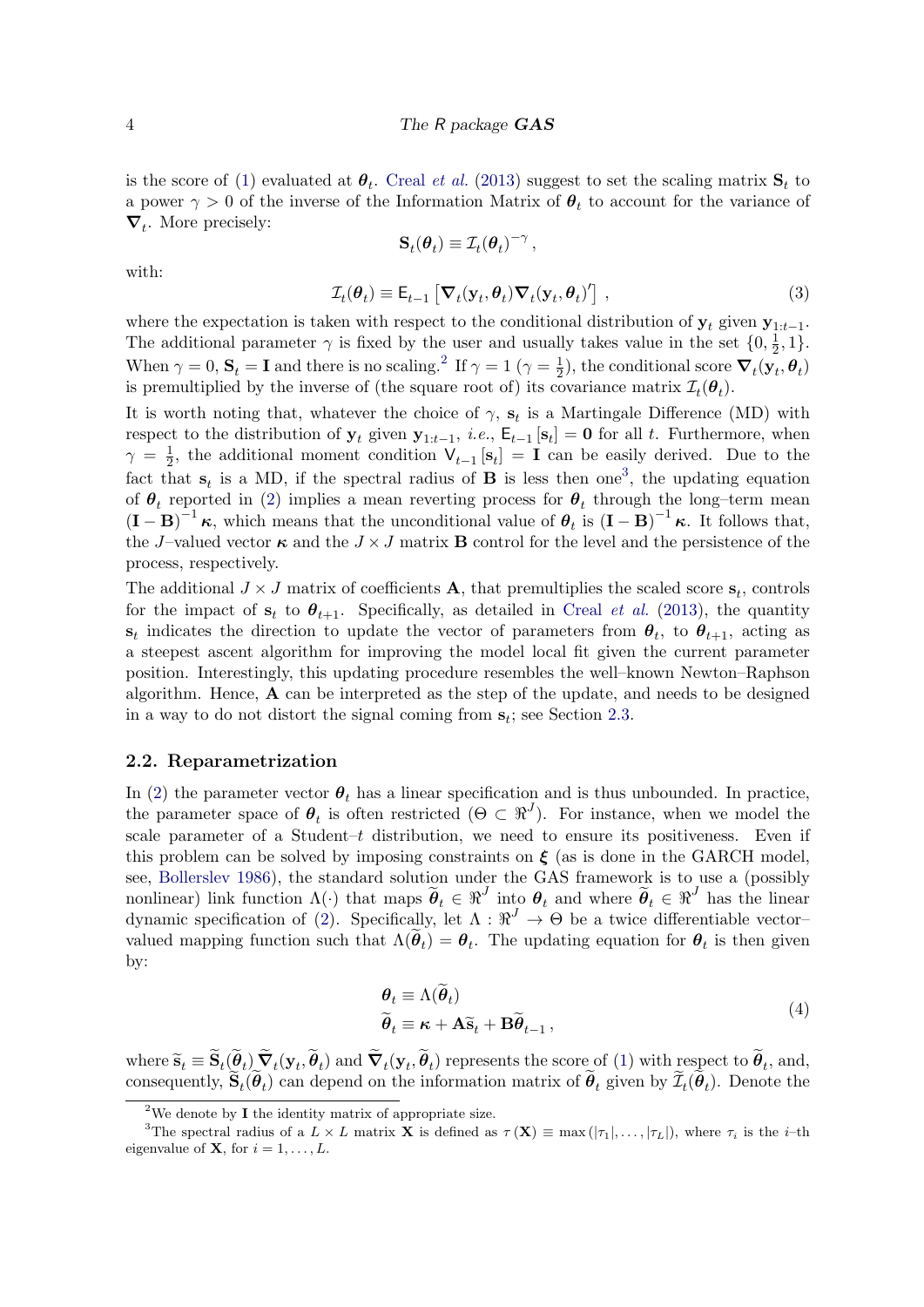is the score of (1) evaluated at $\boldsymbol{\theta}_t$. Creal *et al.* (2013) suggest to set the scaling matrix $\mathbf{S}_t$ to a power $\gamma > 0$ of the inverse of the Information Matrix of $\boldsymbol{\theta}_t$ to account for the variance of $\boldsymbol{\nabla}_t$. More precisely:

$$\mathbf{S}_t(\boldsymbol{\theta}_t) \equiv \mathcal{I}_t(\boldsymbol{\theta}_t)^{-\gamma},$$

with:

$$\mathcal{I}_t(\boldsymbol{\theta}_t) \equiv \mathsf{E}_{t-1}\left[\boldsymbol{\nabla}_t(\mathbf{y}_t, \boldsymbol{\theta}_t)\boldsymbol{\nabla}_t(\mathbf{y}_t, \boldsymbol{\theta}_t)'\right], \tag{3}$$

where the expectation is taken with respect to the conditional distribution of $\mathbf{y}_t$ given $\mathbf{y}_{1:t-1}$. The additional parameter $\gamma$ is fixed by the user and usually takes value in the set $\{0, \frac{1}{2}, 1\}$. When $\gamma = 0$, $\mathbf{S}_t = \mathbf{I}$ and there is no scaling.[2] If $\gamma = 1$ ($\gamma = \frac{1}{2}$), the conditional score $\boldsymbol{\nabla}_t(\mathbf{y}_t, \boldsymbol{\theta}_t)$ is premultiplied by the inverse of (the square root of) its covariance matrix $\mathcal{I}_t(\boldsymbol{\theta}_t)$.

It is worth noting that, whatever the choice of $\gamma$, $\mathbf{s}_t$ is a Martingale Difference (MD) with respect to the distribution of $\mathbf{y}_t$ given $\mathbf{y}_{1:t-1}$, *i.e.*, $\mathsf{E}_{t-1}[\mathbf{s}_t] = \mathbf{0}$ for all $t$. Furthermore, when $\gamma = \frac{1}{2}$, the additional moment condition $\mathsf{V}_{t-1}[\mathbf{s}_t] = \mathbf{I}$ can be easily derived. Due to the fact that $\mathbf{s}_t$ is a MD, if the spectral radius of $\mathbf{B}$ is less then one[3], the updating equation of $\boldsymbol{\theta}_t$ reported in (2) implies a mean reverting process for $\boldsymbol{\theta}_t$ through the long–term mean $(\mathbf{I} - \mathbf{B})^{-1}\boldsymbol{\kappa}$, which means that the unconditional value of $\boldsymbol{\theta}_t$ is $(\mathbf{I} - \mathbf{B})^{-1}\boldsymbol{\kappa}$. It follows that, the $J$–valued vector $\boldsymbol{\kappa}$ and the $J \times J$ matrix $\mathbf{B}$ control for the level and the persistence of the process, respectively.

The additional $J \times J$ matrix of coefficients $\mathbf{A}$, that premultiplies the scaled score $\mathbf{s}_t$, controls for the impact of $\mathbf{s}_t$ to $\boldsymbol{\theta}_{t+1}$. Specifically, as detailed in Creal *et al.* (2013), the quantity $\mathbf{s}_t$ indicates the direction to update the vector of parameters from $\boldsymbol{\theta}_t$, to $\boldsymbol{\theta}_{t+1}$, acting as a steepest ascent algorithm for improving the model local fit given the current parameter position. Interestingly, this updating procedure resembles the well–known Newton–Raphson algorithm. Hence, $\mathbf{A}$ can be interpreted as the step of the update, and needs to be designed in a way to do not distort the signal coming from $\mathbf{s}_t$; see Section 2.3.

## 2.2. Reparametrization

In (2) the parameter vector $\boldsymbol{\theta}_t$ has a linear specification and is thus unbounded. In practice, the parameter space of $\boldsymbol{\theta}_t$ is often restricted ($\Theta \subset \Re^J$). For instance, when we model the scale parameter of a Student–$t$ distribution, we need to ensure its positiveness. Even if this problem can be solved by imposing constraints on $\boldsymbol{\xi}$ (as is done in the GARCH model, see, Bollerslev 1986), the standard solution under the GAS framework is to use a (possibly nonlinear) link function $\Lambda(\cdot)$ that maps $\widetilde{\boldsymbol{\theta}}_t \in \Re^J$ into $\boldsymbol{\theta}_t$ and where $\widetilde{\boldsymbol{\theta}}_t \in \Re^J$ has the linear dynamic specification of (2). Specifically, let $\Lambda : \Re^J \rightarrow \Theta$ be a twice differentiable vector–valued mapping function such that $\Lambda(\widetilde{\boldsymbol{\theta}}_t) = \boldsymbol{\theta}_t$. The updating equation for $\boldsymbol{\theta}_t$ is then given by:

$$\begin{aligned}
\boldsymbol{\theta}_t &\equiv \Lambda(\widetilde{\boldsymbol{\theta}}_t) \\
\widetilde{\boldsymbol{\theta}}_t &\equiv \boldsymbol{\kappa} + \mathbf{A}\widetilde{\mathbf{s}}_t + \mathbf{B}\widetilde{\boldsymbol{\theta}}_{t-1},
\end{aligned} \tag{4}$$

where $\widetilde{\mathbf{s}}_t \equiv \widetilde{\mathbf{S}}_t(\widetilde{\boldsymbol{\theta}}_t)\widetilde{\boldsymbol{\nabla}}_t(\mathbf{y}_t, \widetilde{\boldsymbol{\theta}}_t)$ and $\widetilde{\boldsymbol{\nabla}}_t(\mathbf{y}_t, \widetilde{\boldsymbol{\theta}}_t)$ represents the score of (1) with respect to $\widetilde{\boldsymbol{\theta}}_t$, and, consequently, $\widetilde{\mathbf{S}}_t(\widetilde{\boldsymbol{\theta}}_t)$ can depend on the information matrix of $\widetilde{\boldsymbol{\theta}}_t$ given by $\widetilde{\mathcal{I}}_t(\widetilde{\boldsymbol{\theta}}_t)$. Denote the

[2] We denote by $\mathbf{I}$ the identity matrix of appropriate size.

[3] The spectral radius of a $L \times L$ matrix $\mathbf{X}$ is defined as $\tau(\mathbf{X}) \equiv \max(|\tau_1|, \ldots, |\tau_L|)$, where $\tau_i$ is the $i$–th eigenvalue of $\mathbf{X}$, for $i = 1, \ldots, L$.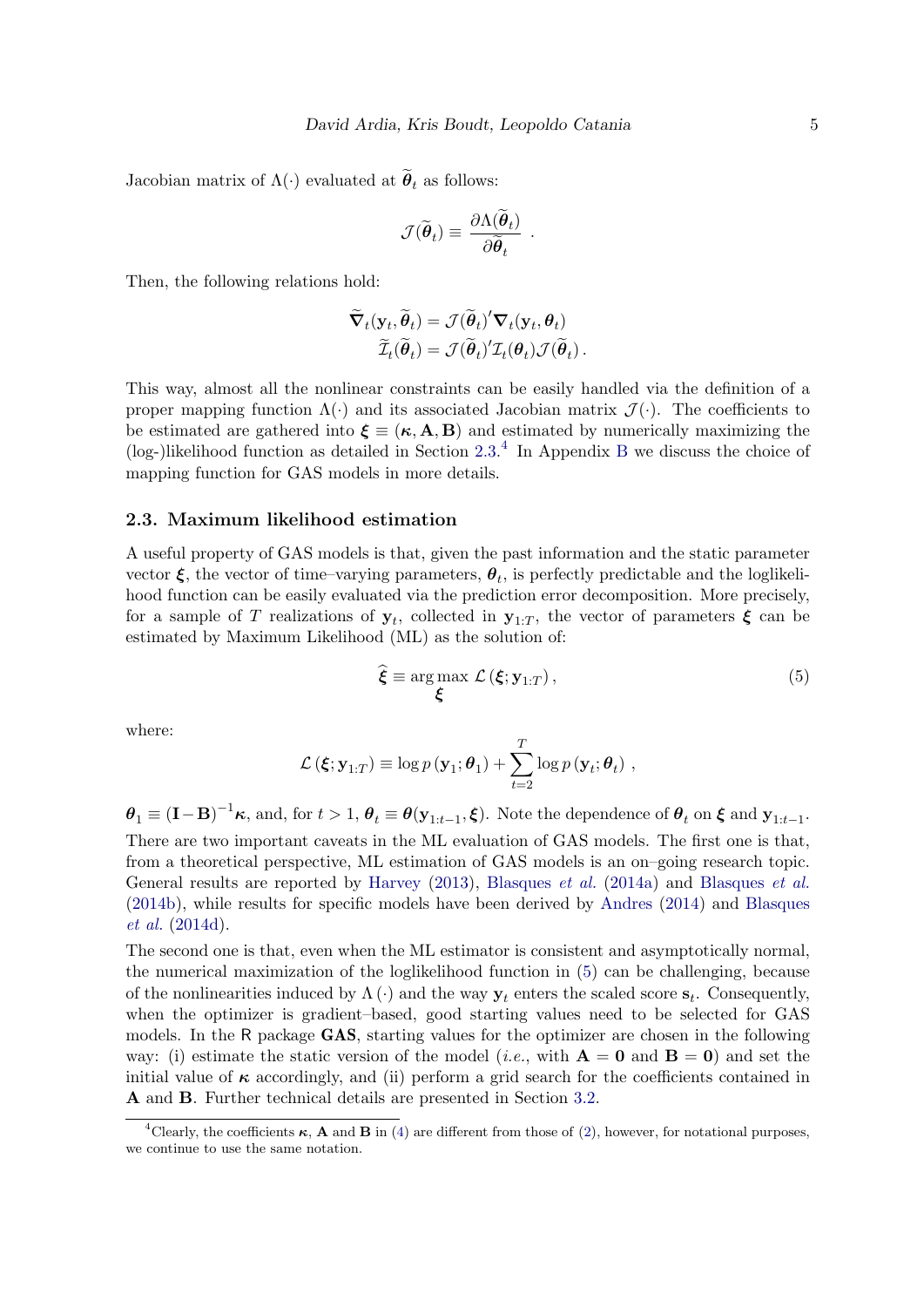Jacobian matrix of $\Lambda(\cdot)$ evaluated at $\widetilde{\boldsymbol{\theta}}_t$ as follows:

$$\mathcal{J}(\widetilde{\boldsymbol{\theta}}_t) \equiv \frac{\partial \Lambda(\widetilde{\boldsymbol{\theta}}_t)}{\partial \widetilde{\boldsymbol{\theta}}_t} \ .$$

Then, the following relations hold:

$$\begin{aligned}
\widetilde{\boldsymbol{\nabla}}_t(\mathbf{y}_t, \widetilde{\boldsymbol{\theta}}_t) &= \mathcal{J}(\widetilde{\boldsymbol{\theta}}_t)' \boldsymbol{\nabla}_t(\mathbf{y}_t, \boldsymbol{\theta}_t) \\
\widetilde{\mathcal{I}}_t(\widetilde{\boldsymbol{\theta}}_t) &= \mathcal{J}(\widetilde{\boldsymbol{\theta}}_t)' \mathcal{I}_t(\boldsymbol{\theta}_t) \mathcal{J}(\widetilde{\boldsymbol{\theta}}_t) \,.
\end{aligned}$$

This way, almost all the nonlinear constraints can be easily handled via the definition of a proper mapping function $\Lambda(\cdot)$ and its associated Jacobian matrix $\mathcal{J}(\cdot)$. The coefficients to be estimated are gathered into $\boldsymbol{\xi} \equiv (\boldsymbol{\kappa}, \mathbf{A}, \mathbf{B})$ and estimated by numerically maximizing the (log-)likelihood function as detailed in Section 2.3.[4] In Appendix B we discuss the choice of mapping function for GAS models in more details.

### 2.3. Maximum likelihood estimation

A useful property of GAS models is that, given the past information and the static parameter vector $\boldsymbol{\xi}$, the vector of time–varying parameters, $\boldsymbol{\theta}_t$, is perfectly predictable and the loglikelihood function can be easily evaluated via the prediction error decomposition. More precisely, for a sample of $T$ realizations of $\mathbf{y}_t$, collected in $\mathbf{y}_{1:T}$, the vector of parameters $\boldsymbol{\xi}$ can be estimated by Maximum Likelihood (ML) as the solution of:

$$\widehat{\boldsymbol{\xi}} \equiv \arg\max_{\boldsymbol{\xi}} \, \mathcal{L}\left(\boldsymbol{\xi}; \mathbf{y}_{1:T}\right), \tag{5}$$

where:

$$\mathcal{L}\left(\boldsymbol{\xi}; \mathbf{y}_{1:T}\right) \equiv \log p\left(\mathbf{y}_1; \boldsymbol{\theta}_1\right) + \sum_{t=2}^{T} \log p\left(\mathbf{y}_t; \boldsymbol{\theta}_t\right) \,,$$

$\boldsymbol{\theta}_1 \equiv (\mathbf{I} - \mathbf{B})^{-1}\boldsymbol{\kappa}$, and, for $t > 1$, $\boldsymbol{\theta}_t \equiv \boldsymbol{\theta}(\mathbf{y}_{1:t-1}, \boldsymbol{\xi})$. Note the dependence of $\boldsymbol{\theta}_t$ on $\boldsymbol{\xi}$ and $\mathbf{y}_{1:t-1}$.

There are two important caveats in the ML evaluation of GAS models. The first one is that, from a theoretical perspective, ML estimation of GAS models is an on–going research topic. General results are reported by Harvey (2013), Blasques *et al.* (2014a) and Blasques *et al.* (2014b), while results for specific models have been derived by Andres (2014) and Blasques *et al.* (2014d).

The second one is that, even when the ML estimator is consistent and asymptotically normal, the numerical maximization of the loglikelihood function in (5) can be challenging, because of the nonlinearities induced by $\Lambda(\cdot)$ and the way $\mathbf{y}_t$ enters the scaled score $\mathbf{s}_t$. Consequently, when the optimizer is gradient–based, good starting values need to be selected for GAS models. In the R package **GAS**, starting values for the optimizer are chosen in the following way: (i) estimate the static version of the model (*i.e.*, with $\mathbf{A} = \mathbf{0}$ and $\mathbf{B} = \mathbf{0}$) and set the initial value of $\boldsymbol{\kappa}$ accordingly, and (ii) perform a grid search for the coefficients contained in $\mathbf{A}$ and $\mathbf{B}$. Further technical details are presented in Section 3.2.

[4] Clearly, the coefficients $\boldsymbol{\kappa}$, $\mathbf{A}$ and $\mathbf{B}$ in (4) are different from those of (2), however, for notational purposes, we continue to use the same notation.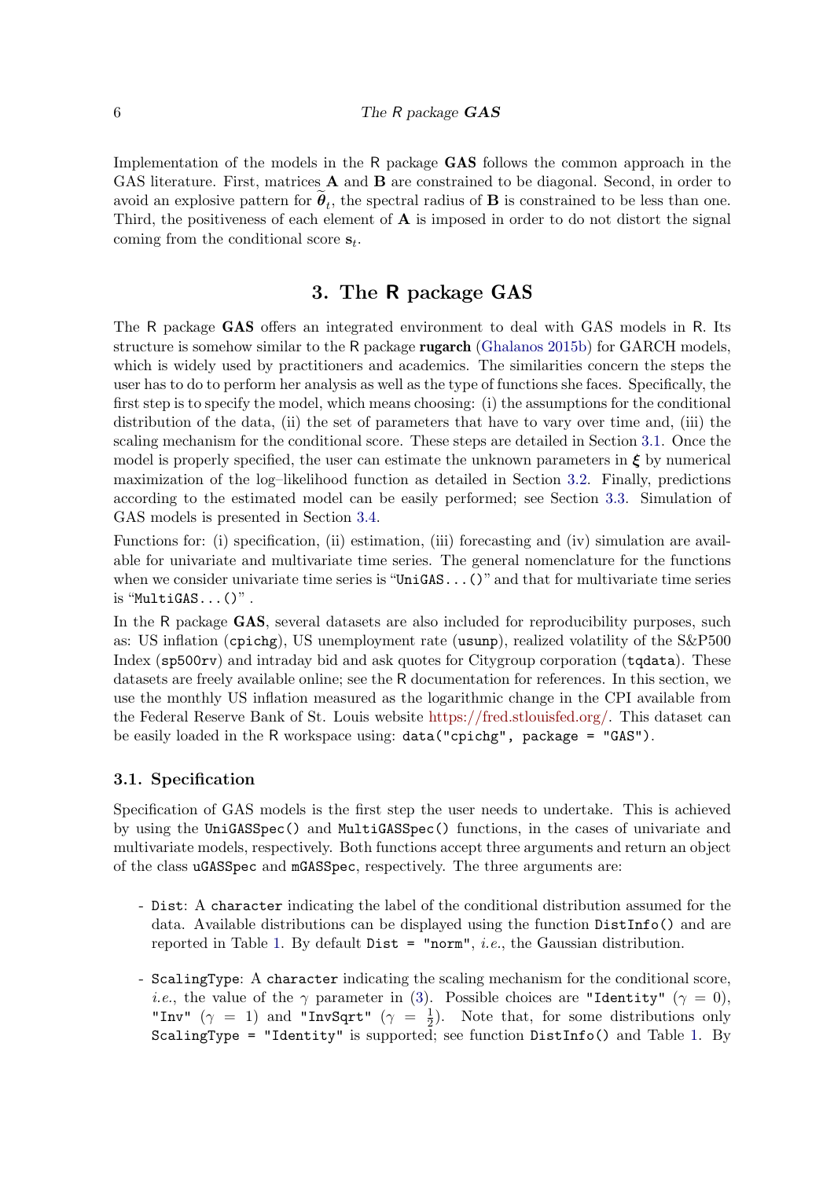Implementation of the models in the R package **GAS** follows the common approach in the GAS literature. First, matrices $\mathbf{A}$ and $\mathbf{B}$ are constrained to be diagonal. Second, in order to avoid an explosive pattern for $\widetilde{\boldsymbol{\theta}}_t$, the spectral radius of $\mathbf{B}$ is constrained to be less than one. Third, the positiveness of each element of $\mathbf{A}$ is imposed in order to do not distort the signal coming from the conditional score $\mathbf{s}_t$.

# 3. The R package GAS

The R package **GAS** offers an integrated environment to deal with GAS models in R. Its structure is somehow similar to the R package **rugarch** (Ghalanos 2015b) for GARCH models, which is widely used by practitioners and academics. The similarities concern the steps the user has to do to perform her analysis as well as the type of functions she faces. Specifically, the first step is to specify the model, which means choosing: (i) the assumptions for the conditional distribution of the data, (ii) the set of parameters that have to vary over time and, (iii) the scaling mechanism for the conditional score. These steps are detailed in Section 3.1. Once the model is properly specified, the user can estimate the unknown parameters in $\boldsymbol{\xi}$ by numerical maximization of the log–likelihood function as detailed in Section 3.2. Finally, predictions according to the estimated model can be easily performed; see Section 3.3. Simulation of GAS models is presented in Section 3.4.

Functions for: (i) specification, (ii) estimation, (iii) forecasting and (iv) simulation are available for univariate and multivariate time series. The general nomenclature for the functions when we consider univariate time series is "`UniGAS...()`" and that for multivariate time series is "`MultiGAS...()`".

In the R package **GAS**, several datasets are also included for reproducibility purposes, such as: US inflation (`cpichg`), US unemployment rate (`usunp`), realized volatility of the S&P500 Index (`sp500rv`) and intraday bid and ask quotes for Citygroup corporation (`tqdata`). These datasets are freely available online; see the R documentation for references. In this section, we use the monthly US inflation measured as the logarithmic change in the CPI available from the Federal Reserve Bank of St. Louis website https://fred.stlouisfed.org/. This dataset can be easily loaded in the R workspace using: `data("cpichg", package = "GAS")`.

## 3.1. Specification

Specification of GAS models is the first step the user needs to undertake. This is achieved by using the `UniGASSpec()` and `MultiGASSpec()` functions, in the cases of univariate and multivariate models, respectively. Both functions accept three arguments and return an object of the class `uGASSpec` and `mGASSpec`, respectively. The three arguments are:

- `Dist`: A `character` indicating the label of the conditional distribution assumed for the data. Available distributions can be displayed using the function `DistInfo()` and are reported in Table 1. By default `Dist = "norm"`, *i.e.*, the Gaussian distribution.

- `ScalingType`: A `character` indicating the scaling mechanism for the conditional score, *i.e.*, the value of the $\gamma$ parameter in (3). Possible choices are `"Identity"` ($\gamma = 0$), `"Inv"` ($\gamma = 1$) and `"InvSqrt"` ($\gamma = \frac{1}{2}$). Note that, for some distributions only `ScalingType = "Identity"` is supported; see function `DistInfo()` and Table 1. By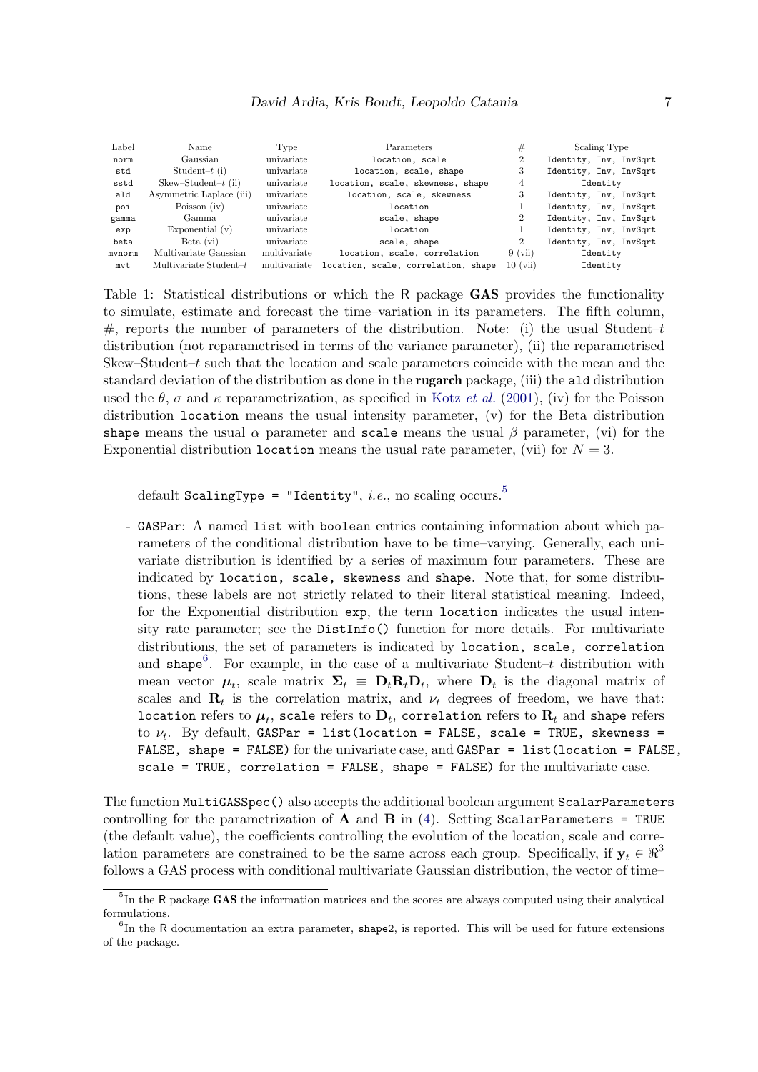| Label | Name | Type | Parameters | # | Scaling Type |
|---|---|---|---|---|---|
| `norm` | Gaussian | univariate | `location, scale` | 2 | `Identity, Inv, InvSqrt` |
| `std` | Student–$t$ (i) | univariate | `location, scale, shape` | 3 | `Identity, Inv, InvSqrt` |
| `sstd` | Skew–Student–$t$ (ii) | univariate | `location, scale, skewness, shape` | 4 | `Identity` |
| `ald` | Asymmetric Laplace (iii) | univariate | `location, scale, skewness` | 3 | `Identity, Inv, InvSqrt` |
| `poi` | Poisson (iv) | univariate | `location` | 1 | `Identity, Inv, InvSqrt` |
| `gamma` | Gamma | univariate | `scale, shape` | 2 | `Identity, Inv, InvSqrt` |
| `exp` | Exponential (v) | univariate | `location` | 1 | `Identity, Inv, InvSqrt` |
| `beta` | Beta (vi) | univariate | `scale, shape` | 2 | `Identity, Inv, InvSqrt` |
| `mvnorm` | Multivariate Gaussian | multivariate | `location, scale, correlation` | 9 (vii) | `Identity` |
| `mvt` | Multivariate Student–$t$ | multivariate | `location, scale, correlation, shape` | 10 (vii) | `Identity` |

Table 1: Statistical distributions or which the R package **GAS** provides the functionality to simulate, estimate and forecast the time–variation in its parameters. The fifth column, #, reports the number of parameters of the distribution. Note: (i) the usual Student–$t$ distribution (not reparametrised in terms of the variance parameter), (ii) the reparametrised Skew–Student–$t$ such that the location and scale parameters coincide with the mean and the standard deviation of the distribution as done in the **rugarch** package, (iii) the `ald` distribution used the $\theta$, $\sigma$ and $\kappa$ reparametrization, as specified in Kotz *et al.* (2001), (iv) for the Poisson distribution `location` means the usual intensity parameter, (v) for the Beta distribution `shape` means the usual $\alpha$ parameter and `scale` means the usual $\beta$ parameter, (vi) for the Exponential distribution `location` means the usual rate parameter, (vii) for $N = 3$.

default `ScalingType = "Identity"`, *i.e.*, no scaling occurs.[5]

- `GASPar`: A named `list` with `boolean` entries containing information about which parameters of the conditional distribution have to be time–varying. Generally, each univariate distribution is identified by a series of maximum four parameters. These are indicated by `location, scale, skewness` and `shape`. Note that, for some distributions, these labels are not strictly related to their literal statistical meaning. Indeed, for the Exponential distribution `exp`, the term `location` indicates the usual intensity rate parameter; see the `DistInfo()` function for more details. For multivariate distributions, the set of parameters is indicated by `location, scale, correlation` and `shape`[6]. For example, in the case of a multivariate Student–$t$ distribution with mean vector $\boldsymbol{\mu}_t$, scale matrix $\boldsymbol{\Sigma}_t \equiv \mathbf{D}_t \mathbf{R}_t \mathbf{D}_t$, where $\mathbf{D}_t$ is the diagonal matrix of scales and $\mathbf{R}_t$ is the correlation matrix, and $\nu_t$ degrees of freedom, we have that: `location` refers to $\boldsymbol{\mu}_t$, `scale` refers to $\mathbf{D}_t$, `correlation` refers to $\mathbf{R}_t$ and `shape` refers to $\nu_t$. By default, `GASPar = list(location = FALSE, scale = TRUE, skewness = FALSE, shape = FALSE)` for the univariate case, and `GASPar = list(location = FALSE, scale = TRUE, correlation = FALSE, shape = FALSE)` for the multivariate case.

The function `MultiGASSpec()` also accepts the additional boolean argument `ScalarParameters` controlling for the parametrization of $\mathbf{A}$ and $\mathbf{B}$ in (4). Setting `ScalarParameters = TRUE` (the default value), the coefficients controlling the evolution of the location, scale and correlation parameters are constrained to be the same across each group. Specifically, if $\mathbf{y}_t \in \Re^3$ follows a GAS process with conditional multivariate Gaussian distribution, the vector of time–

[5] In the R package **GAS** the information matrices and the scores are always computed using their analytical formulations.

[6] In the R documentation an extra parameter, `shape2`, is reported. This will be used for future extensions of the package.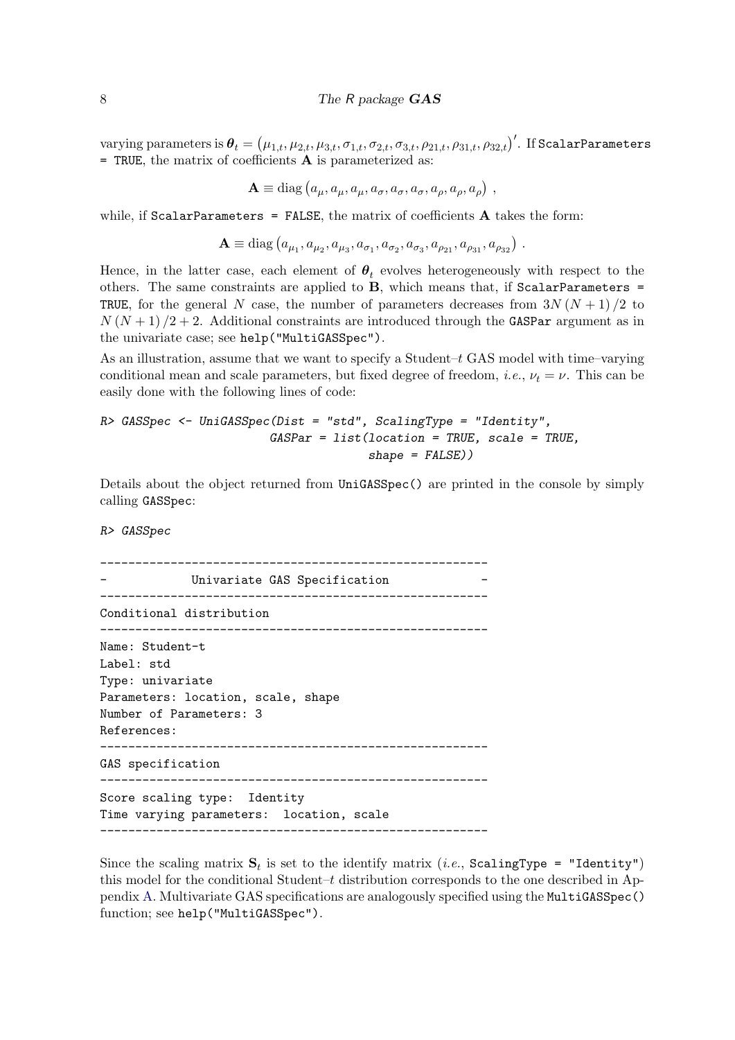varying parameters is $\boldsymbol{\theta}_t = \left(\mu_{1,t}, \mu_{2,t}, \mu_{3,t}, \sigma_{1,t}, \sigma_{2,t}, \sigma_{3,t}, \rho_{21,t}, \rho_{31,t}, \rho_{32,t}\right)'$. If `ScalarParameters = TRUE`, the matrix of coefficients $\mathbf{A}$ is parameterized as:

$$\mathbf{A} \equiv \operatorname{diag}\left(a_\mu, a_\mu, a_\mu, a_\sigma, a_\sigma, a_\sigma, a_\rho, a_\rho, a_\rho\right) ,$$

while, if `ScalarParameters = FALSE`, the matrix of coefficients $\mathbf{A}$ takes the form:

$$\mathbf{A} \equiv \operatorname{diag}\left(a_{\mu_1}, a_{\mu_2}, a_{\mu_3}, a_{\sigma_1}, a_{\sigma_2}, a_{\sigma_3}, a_{\rho_{21}}, a_{\rho_{31}}, a_{\rho_{32}}\right) .$$

Hence, in the latter case, each element of $\boldsymbol{\theta}_t$ evolves heterogeneously with respect to the others. The same constraints are applied to $\mathbf{B}$, which means that, if `ScalarParameters = TRUE`, for the general $N$ case, the number of parameters decreases from $3N\left(N+1\right)/2$ to $N\left(N+1\right)/2+2$. Additional constraints are introduced through the `GASPar` argument as in the univariate case; see `help("MultiGASSpec")`.

As an illustration, assume that we want to specify a Student–$t$ GAS model with time–varying conditional mean and scale parameters, but fixed degree of freedom, *i.e.*, $\nu_t = \nu$. This can be easily done with the following lines of code:

```
R> GASSpec <- UniGASSpec(Dist = "std", ScalingType = "Identity",
                        GASPar = list(location = TRUE, scale = TRUE,
                                      shape = FALSE))
```

Details about the object returned from `UniGASSpec()` are printed in the console by simply calling `GASSpec`:

```
R> GASSpec
```

```
-------------------------------------------------------
-           Univariate GAS Specification              -
-------------------------------------------------------
Conditional distribution
-------------------------------------------------------
Name: Student-t
Label: std
Type: univariate
Parameters: location, scale, shape
Number of Parameters: 3
References:
-------------------------------------------------------
GAS specification
-------------------------------------------------------
Score scaling type:  Identity
Time varying parameters:  location, scale
-------------------------------------------------------
```

Since the scaling matrix $\mathbf{S}_t$ is set to the identify matrix (*i.e.*, `ScalingType = "Identity"`) this model for the conditional Student–$t$ distribution corresponds to the one described in Appendix A. Multivariate GAS specifications are analogously specified using the `MultiGASSpec()` function; see `help("MultiGASSpec")`.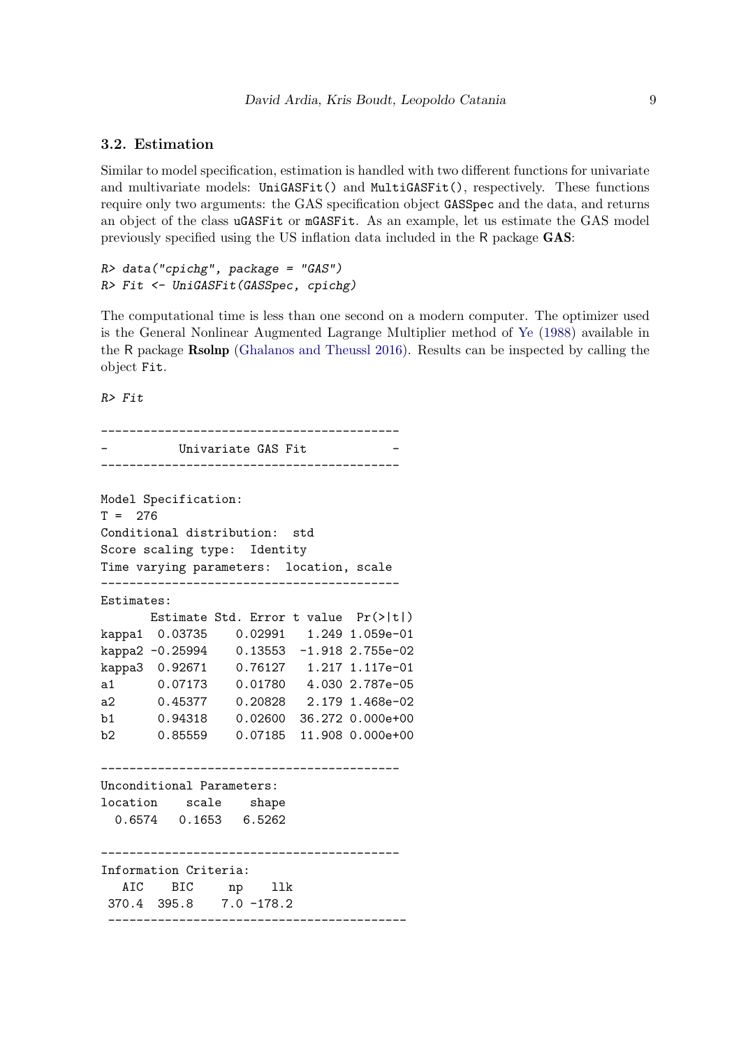### 3.2. Estimation

Similar to model specification, estimation is handled with two different functions for univariate and multivariate models: `UniGASFit()` and `MultiGASFit()`, respectively. These functions require only two arguments: the GAS specification object `GASSpec` and the data, and returns an object of the class `uGASFit` or `mGASFit`. As an example, let us estimate the GAS model previously specified using the US inflation data included in the R package **GAS**:

```
R> data("cpichg", package = "GAS")
R> Fit <- UniGASFit(GASSpec, cpichg)
```

The computational time is less than one second on a modern computer. The optimizer used is the General Nonlinear Augmented Lagrange Multiplier method of Ye (1988) available in the R package **Rsolnp** (Ghalanos and Theussl 2016). Results can be inspected by calling the object `Fit`.

```
R> Fit

------------------------------------------
-          Univariate GAS Fit            -
------------------------------------------

Model Specification:
T =  276
Conditional distribution:  std
Score scaling type:  Identity
Time varying parameters:  location, scale
------------------------------------------
Estimates:
       Estimate Std. Error t value  Pr(>|t|)
kappa1  0.03735    0.02991   1.249 1.059e-01
kappa2 -0.25994    0.13553  -1.918 2.755e-02
kappa3  0.92671    0.76127   1.217 1.117e-01
a1      0.07173    0.01780   4.030 2.787e-05
a2      0.45377    0.20828   2.179 1.468e-02
b1      0.94318    0.02600  36.272 0.000e+00
b2      0.85559    0.07185  11.908 0.000e+00

------------------------------------------
Unconditional Parameters:
location    scale    shape
  0.6574   0.1653   6.5262

------------------------------------------
Information Criteria:
   AIC    BIC     np    llk
 370.4  395.8    7.0 -178.2
 ------------------------------------------
```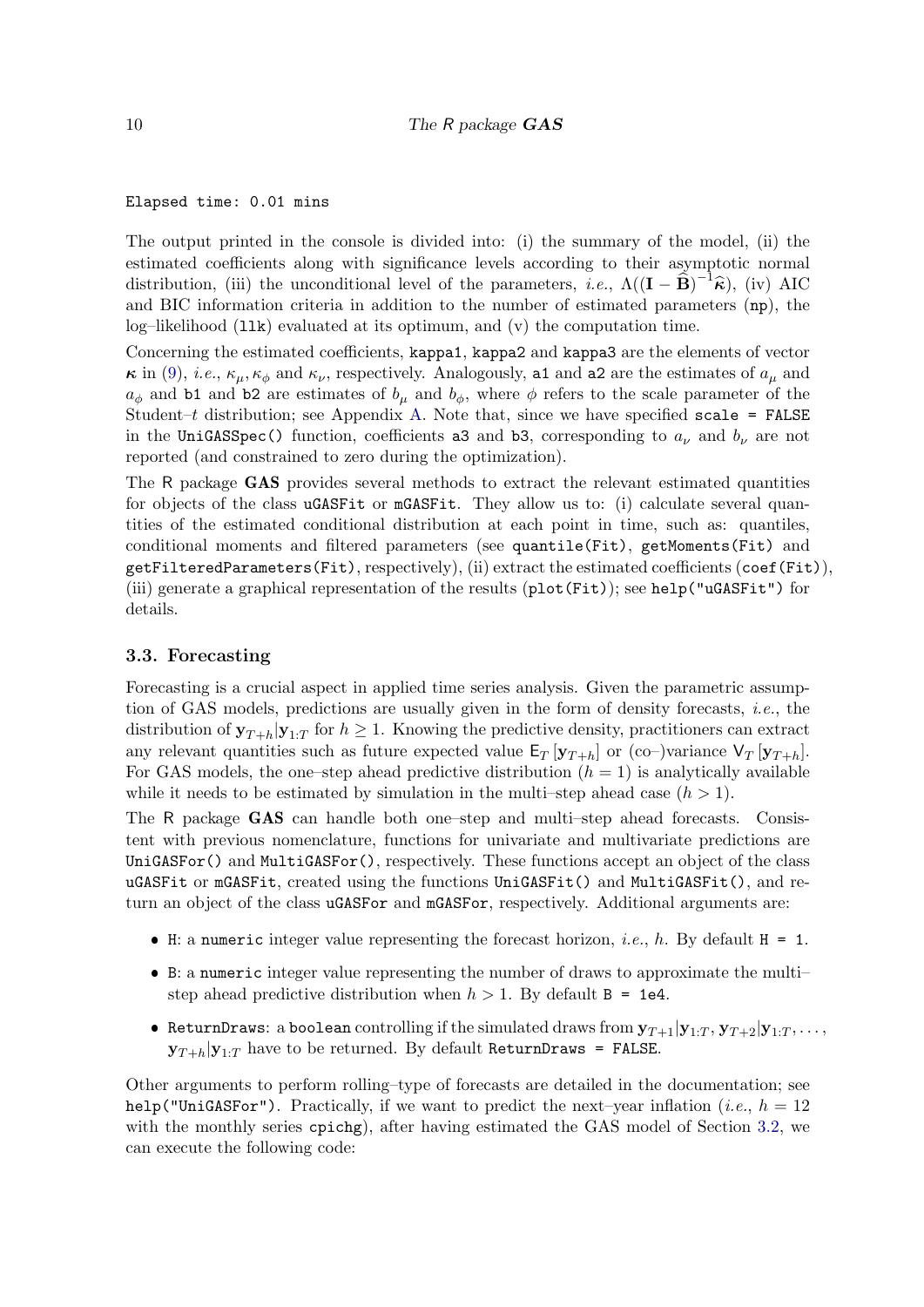```
Elapsed time: 0.01 mins
```

The output printed in the console is divided into: (i) the summary of the model, (ii) the estimated coefficients along with significance levels according to their asymptotic normal distribution, (iii) the unconditional level of the parameters, *i.e.*, $\Lambda((\mathbf{I} - \widehat{\mathbf{B}})^{-1}\widehat{\boldsymbol{\kappa}})$, (iv) AIC and BIC information criteria in addition to the number of estimated parameters (`np`), the log–likelihood (`llk`) evaluated at its optimum, and (v) the computation time.

Concerning the estimated coefficients, `kappa1`, `kappa2` and `kappa3` are the elements of vector $\boldsymbol{\kappa}$ in (9), *i.e.*, $\kappa_\mu, \kappa_\phi$ and $\kappa_\nu$, respectively. Analogously, `a1` and `a2` are the estimates of $a_\mu$ and $a_\phi$ and `b1` and `b2` are estimates of $b_\mu$ and $b_\phi$, where $\phi$ refers to the scale parameter of the Student–$t$ distribution; see Appendix A. Note that, since we have specified `scale = FALSE` in the `UniGASSpec()` function, coefficients `a3` and `b3`, corresponding to $a_\nu$ and $b_\nu$ are not reported (and constrained to zero during the optimization).

The R package **GAS** provides several methods to extract the relevant estimated quantities for objects of the class `uGASFit` or `mGASFit`. They allow us to: (i) calculate several quantities of the estimated conditional distribution at each point in time, such as: quantiles, conditional moments and filtered parameters (see `quantile(Fit)`, `getMoments(Fit)` and `getFilteredParameters(Fit)`, respectively), (ii) extract the estimated coefficients (`coef(Fit)`), (iii) generate a graphical representation of the results (`plot(Fit)`); see `help("uGASFit")` for details.

### 3.3. Forecasting

Forecasting is a crucial aspect in applied time series analysis. Given the parametric assumption of GAS models, predictions are usually given in the form of density forecasts, *i.e.*, the distribution of $\mathbf{y}_{T+h}|\mathbf{y}_{1:T}$ for $h \geq 1$. Knowing the predictive density, practitioners can extract any relevant quantities such as future expected value $\mathsf{E}_T[\mathbf{y}_{T+h}]$ or (co–)variance $\mathsf{V}_T[\mathbf{y}_{T+h}]$. For GAS models, the one–step ahead predictive distribution ($h = 1$) is analytically available while it needs to be estimated by simulation in the multi–step ahead case ($h > 1$).

The R package **GAS** can handle both one–step and multi–step ahead forecasts. Consistent with previous nomenclature, functions for univariate and multivariate predictions are `UniGASFor()` and `MultiGASFor()`, respectively. These functions accept an object of the class `uGASFit` or `mGASFit`, created using the functions `UniGASFit()` and `MultiGASFit()`, and return an object of the class `uGASFor` and `mGASFor`, respectively. Additional arguments are:

- `H`: a `numeric` integer value representing the forecast horizon, *i.e.*, $h$. By default `H = 1`.
- `B`: a `numeric` integer value representing the number of draws to approximate the multi–step ahead predictive distribution when $h > 1$. By default `B = 1e4`.
- `ReturnDraws`: a `boolean` controlling if the simulated draws from $\mathbf{y}_{T+1}|\mathbf{y}_{1:T}, \mathbf{y}_{T+2}|\mathbf{y}_{1:T}, \ldots, \mathbf{y}_{T+h}|\mathbf{y}_{1:T}$ have to be returned. By default `ReturnDraws = FALSE`.

Other arguments to perform rolling–type of forecasts are detailed in the documentation; see `help("UniGASFor")`. Practically, if we want to predict the next–year inflation (*i.e.*, $h = 12$ with the monthly series `cpichg`), after having estimated the GAS model of Section 3.2, we can execute the following code: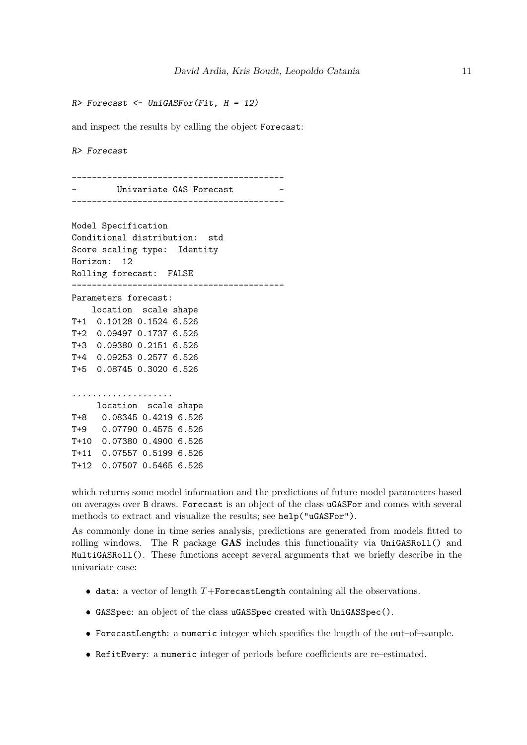```
R> Forecast <- UniGASFor(Fit, H = 12)
```

and inspect the results by calling the object `Forecast`:

```
R> Forecast
```

```
------------------------------------------
-       Univariate GAS Forecast          -
------------------------------------------

Model Specification
Conditional distribution:  std
Score scaling type:  Identity
Horizon:  12
Rolling forecast:  FALSE
------------------------------------------
Parameters forecast:
    location  scale shape
T+1  0.10128 0.1524 6.526
T+2  0.09497 0.1737 6.526
T+3  0.09380 0.2151 6.526
T+4  0.09253 0.2577 6.526
T+5  0.08745 0.3020 6.526

....................
     location  scale shape
T+8   0.08345 0.4219 6.526
T+9   0.07790 0.4575 6.526
T+10  0.07380 0.4900 6.526
T+11  0.07557 0.5199 6.526
T+12  0.07507 0.5465 6.526
```

which returns some model information and the predictions of future model parameters based on averages over `B` draws. `Forecast` is an object of the class `uGASFor` and comes with several methods to extract and visualize the results; see `help("uGASFor")`.

As commonly done in time series analysis, predictions are generated from models fitted to rolling windows. The R package **GAS** includes this functionality via `UniGASRoll()` and `MultiGASRoll()`. These functions accept several arguments that we briefly describe in the univariate case:

- `data`: a vector of length $T$+`ForecastLength` containing all the observations.
- `GASSpec`: an object of the class `uGASSpec` created with `UniGASSpec()`.
- `ForecastLength`: a `numeric` integer which specifies the length of the out–of–sample.
- `RefitEvery`: a `numeric` integer of periods before coefficients are re–estimated.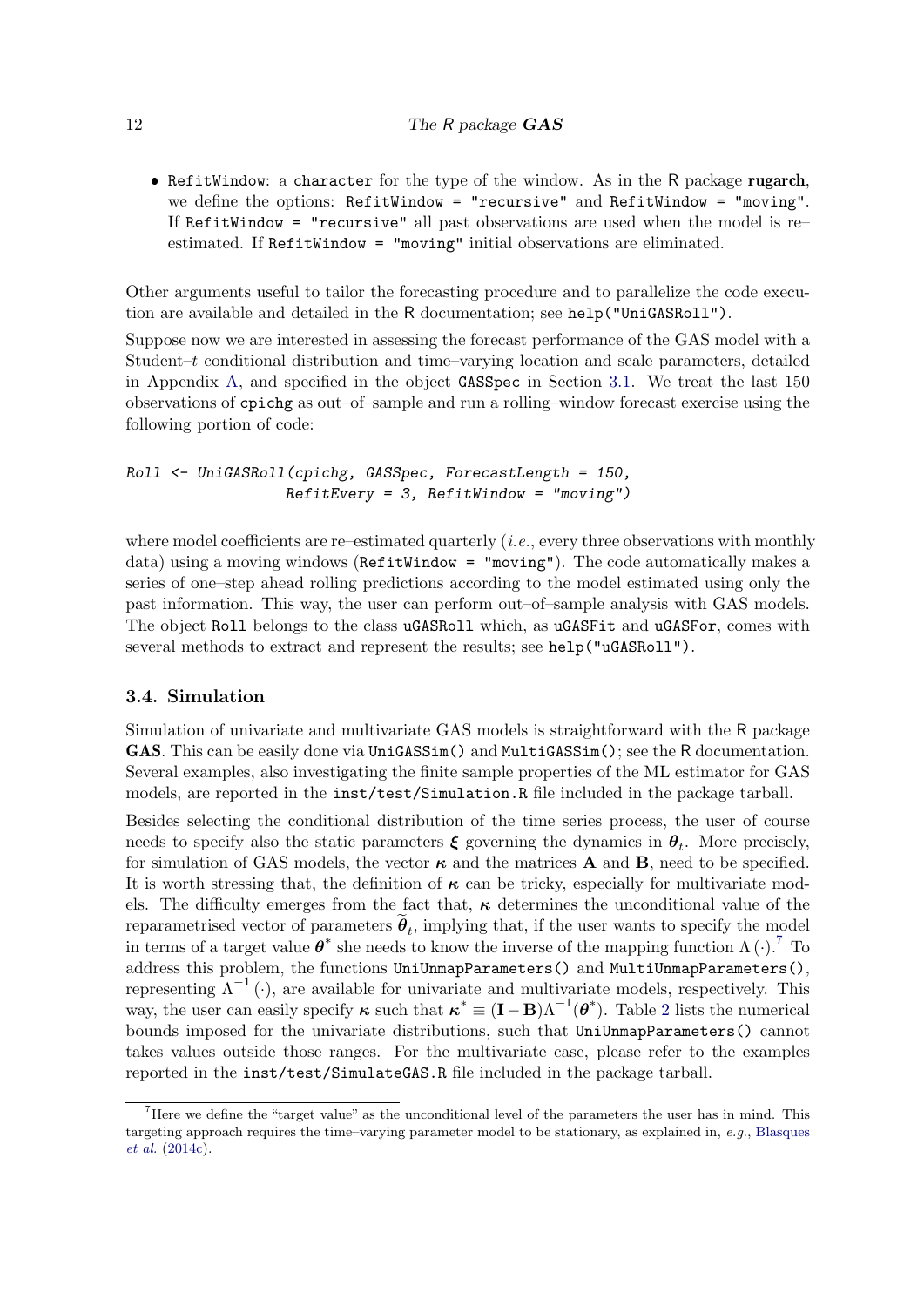- `RefitWindow`: a `character` for the type of the window. As in the R package **rugarch**, we define the options: `RefitWindow = "recursive"` and `RefitWindow = "moving"`. If `RefitWindow = "recursive"` all past observations are used when the model is re–estimated. If `RefitWindow = "moving"` initial observations are eliminated.

Other arguments useful to tailor the forecasting procedure and to parallelize the code execution are available and detailed in the R documentation; see `help("UniGASRoll")`.

Suppose now we are interested in assessing the forecast performance of the GAS model with a Student–$t$ conditional distribution and time–varying location and scale parameters, detailed in Appendix A, and specified in the object `GASSpec` in Section 3.1. We treat the last 150 observations of `cpichg` as out–of–sample and run a rolling–window forecast exercise using the following portion of code:

```
Roll <- UniGASRoll(cpichg, GASSpec, ForecastLength = 150,
                   RefitEvery = 3, RefitWindow = "moving")
```

where model coefficients are re–estimated quarterly (*i.e.*, every three observations with monthly data) using a moving windows (`RefitWindow = "moving"`). The code automatically makes a series of one–step ahead rolling predictions according to the model estimated using only the past information. This way, the user can perform out–of–sample analysis with GAS models. The object `Roll` belongs to the class `uGASRoll` which, as `uGASFit` and `uGASFor`, comes with several methods to extract and represent the results; see `help("uGASRoll")`.

### 3.4. Simulation

Simulation of univariate and multivariate GAS models is straightforward with the R package **GAS**. This can be easily done via `UniGASSim()` and `MultiGASSim()`; see the R documentation. Several examples, also investigating the finite sample properties of the ML estimator for GAS models, are reported in the `inst/test/Simulation.R` file included in the package tarball.

Besides selecting the conditional distribution of the time series process, the user of course needs to specify also the static parameters $\boldsymbol{\xi}$ governing the dynamics in $\boldsymbol{\theta}_t$. More precisely, for simulation of GAS models, the vector $\boldsymbol{\kappa}$ and the matrices $\mathbf{A}$ and $\mathbf{B}$, need to be specified. It is worth stressing that, the definition of $\boldsymbol{\kappa}$ can be tricky, especially for multivariate models. The difficulty emerges from the fact that, $\boldsymbol{\kappa}$ determines the unconditional value of the reparametrised vector of parameters $\widetilde{\boldsymbol{\theta}}_t$, implying that, if the user wants to specify the model in terms of a target value $\boldsymbol{\theta}^*$ she needs to know the inverse of the mapping function $\Lambda(\cdot)$.[7] To address this problem, the functions `UniUnmapParameters()` and `MultiUnmapParameters()`, representing $\Lambda^{-1}(\cdot)$, are available for univariate and multivariate models, respectively. This way, the user can easily specify $\boldsymbol{\kappa}$ such that $\boldsymbol{\kappa}^* \equiv (\mathbf{I} - \mathbf{B})\Lambda^{-1}(\boldsymbol{\theta}^*)$. Table 2 lists the numerical bounds imposed for the univariate distributions, such that `UniUnmapParameters()` cannot takes values outside those ranges. For the multivariate case, please refer to the examples reported in the `inst/test/SimulateGAS.R` file included in the package tarball.

[7] Here we define the "target value" as the unconditional level of the parameters the user has in mind. This targeting approach requires the time–varying parameter model to be stationary, as explained in, *e.g.*, Blasques *et al.* (2014c).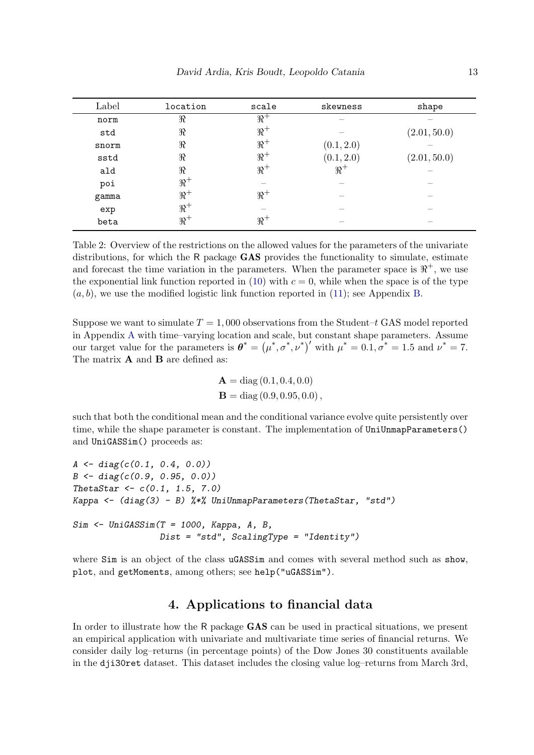| Label | location | scale | skewness | shape |
|---|---|---|---|---|
| norm | $\Re$ | $\Re^+$ | – | – |
| std | $\Re$ | $\Re^+$ | – | $(2.01, 50.0)$ |
| snorm | $\Re$ | $\Re^+$ | $(0.1, 2.0)$ | – |
| sstd | $\Re$ | $\Re^+$ | $(0.1, 2.0)$ | $(2.01, 50.0)$ |
| ald | $\Re$ | $\Re^+$ | $\Re^+$ | – |
| poi | $\Re^+$ | – | – | – |
| gamma | $\Re^+$ | $\Re^+$ | – | – |
| exp | $\Re^+$ | – | – | – |
| beta | $\Re^+$ | $\Re^+$ | – | – |

Table 2: Overview of the restrictions on the allowed values for the parameters of the univariate distributions, for which the R package **GAS** provides the functionality to simulate, estimate and forecast the time variation in the parameters. When the parameter space is $\Re^+$, we use the exponential link function reported in (10) with $c = 0$, while when the space is of the type $(a, b)$, we use the modified logistic link function reported in (11); see Appendix B.

Suppose we want to simulate $T = 1,000$ observations from the Student–$t$ GAS model reported in Appendix A with time–varying location and scale, but constant shape parameters. Assume our target value for the parameters is $\boldsymbol{\theta}^* = (\mu^*, \sigma^*, \nu^*)'$ with $\mu^* = 0.1, \sigma^* = 1.5$ and $\nu^* = 7$. The matrix $\mathbf{A}$ and $\mathbf{B}$ are defined as:

$$
\begin{aligned}
\mathbf{A} &= \text{diag}\,(0.1, 0.4, 0.0) \\
\mathbf{B} &= \text{diag}\,(0.9, 0.95, 0.0)\,,
\end{aligned}
$$

such that both the conditional mean and the conditional variance evolve quite persistently over time, while the shape parameter is constant. The implementation of `UniUnmapParameters()` and `UniGASSim()` proceeds as:

```
A <- diag(c(0.1, 0.4, 0.0))
B <- diag(c(0.9, 0.95, 0.0))
ThetaStar <- c(0.1, 1.5, 7.0)
Kappa <- (diag(3) - B) %*% UniUnmapParameters(ThetaStar, "std")

Sim <- UniGASSim(T = 1000, Kappa, A, B,
                 Dist = "std", ScalingType = "Identity")
```

where `Sim` is an object of the class `uGASSim` and comes with several method such as `show`, `plot`, and `getMoments`, among others; see `help("uGASSim")`.

# 4. Applications to financial data

In order to illustrate how the R package **GAS** can be used in practical situations, we present an empirical application with univariate and multivariate time series of financial returns. We consider daily log–returns (in percentage points) of the Dow Jones 30 constituents available in the `dji30ret` dataset. This dataset includes the closing value log–returns from March 3rd,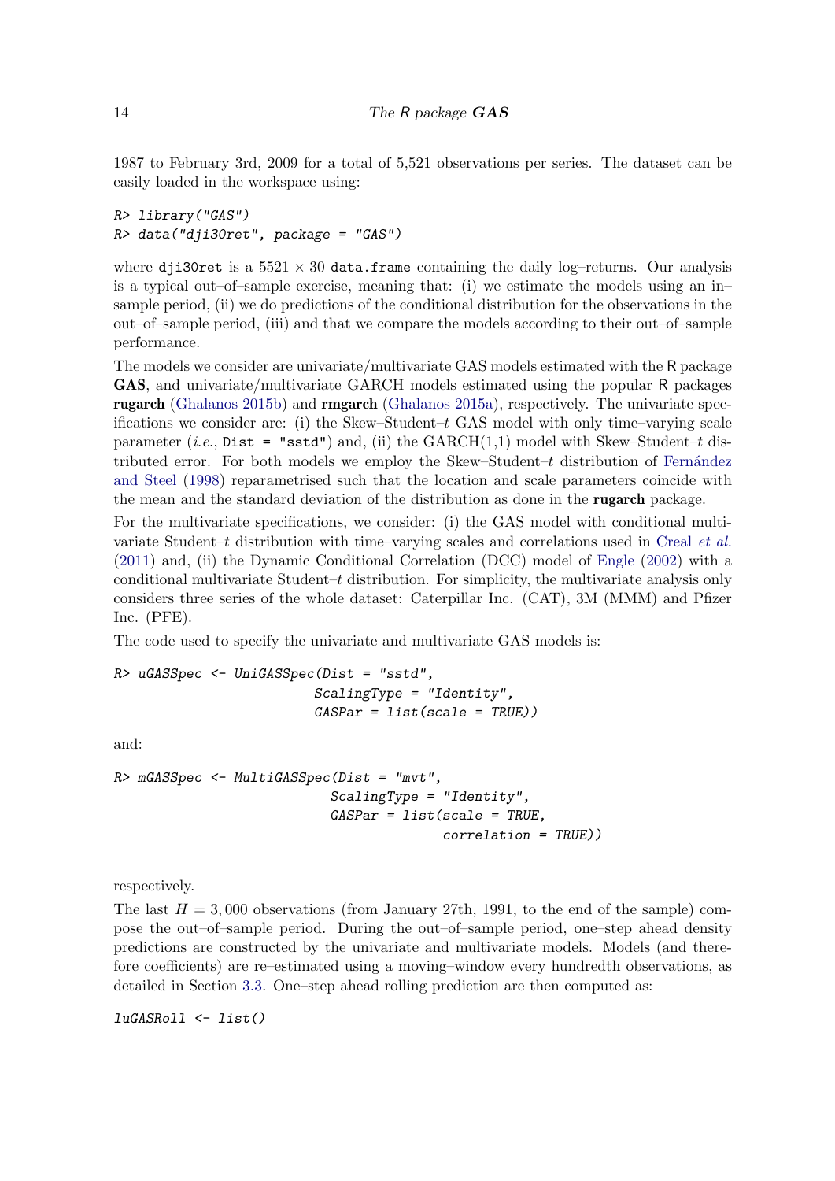1987 to February 3rd, 2009 for a total of 5,521 observations per series. The dataset can be easily loaded in the workspace using:

```
R> library("GAS")
R> data("dji30ret", package = "GAS")
```

where `dji30ret` is a $5521 \times 30$ `data.frame` containing the daily log–returns. Our analysis is a typical out–of–sample exercise, meaning that: (i) we estimate the models using an in–sample period, (ii) we do predictions of the conditional distribution for the observations in the out–of–sample period, (iii) and that we compare the models according to their out–of–sample performance.

The models we consider are univariate/multivariate GAS models estimated with the R package **GAS**, and univariate/multivariate GARCH models estimated using the popular R packages **rugarch** (Ghalanos 2015b) and **rmgarch** (Ghalanos 2015a), respectively. The univariate specifications we consider are: (i) the Skew–Student–$t$ GAS model with only time–varying scale parameter (*i.e.*, `Dist = "sstd"`) and, (ii) the GARCH(1,1) model with Skew–Student–$t$ distributed error. For both models we employ the Skew–Student–$t$ distribution of Fernández and Steel (1998) reparametrised such that the location and scale parameters coincide with the mean and the standard deviation of the distribution as done in the **rugarch** package.

For the multivariate specifications, we consider: (i) the GAS model with conditional multivariate Student–$t$ distribution with time–varying scales and correlations used in Creal *et al.* (2011) and, (ii) the Dynamic Conditional Correlation (DCC) model of Engle (2002) with a conditional multivariate Student–$t$ distribution. For simplicity, the multivariate analysis only considers three series of the whole dataset: Caterpillar Inc. (CAT), 3M (MMM) and Pfizer Inc. (PFE).

The code used to specify the univariate and multivariate GAS models is:

```
R> uGASSpec <- UniGASSpec(Dist = "sstd",
                          ScalingType = "Identity",
                          GASPar = list(scale = TRUE))
```

and:

```
R> mGASSpec <- MultiGASSpec(Dist = "mvt",
                            ScalingType = "Identity",
                            GASPar = list(scale = TRUE,
                                          correlation = TRUE))
```

respectively.

The last $H = 3,000$ observations (from January 27th, 1991, to the end of the sample) compose the out–of–sample period. During the out–of–sample period, one–step ahead density predictions are constructed by the univariate and multivariate models. Models (and therefore coefficients) are re–estimated using a moving–window every hundredth observations, as detailed in Section 3.3. One–step ahead rolling prediction are then computed as:

```
luGASRoll <- list()
```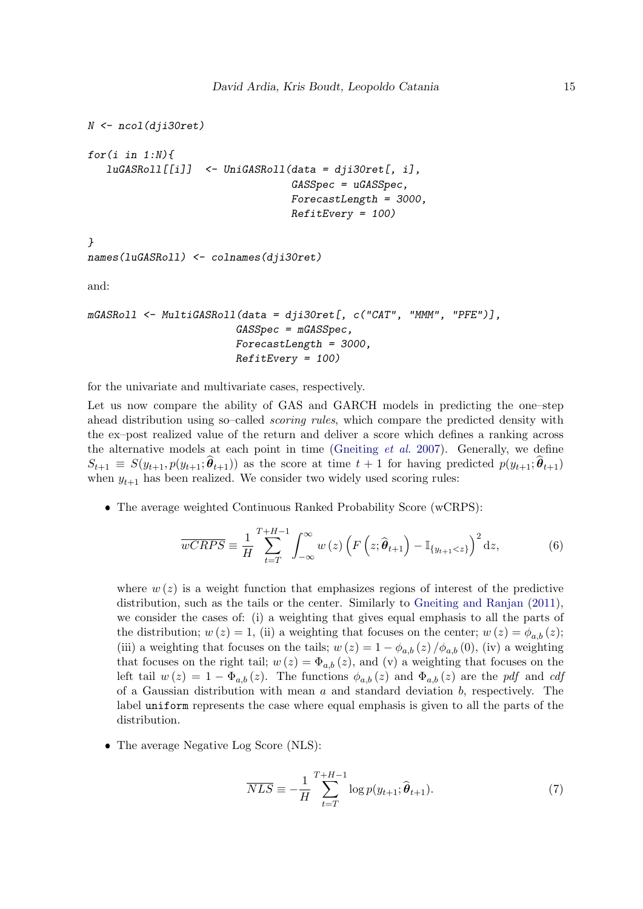```
N <- ncol(dji30ret)

for(i in 1:N){
   luGASRoll[[i]]  <- UniGASRoll(data = dji30ret[, i],
                                 GASSpec = uGASSpec,
                                 ForecastLength = 3000,
                                 RefitEvery = 100)

}
names(luGASRoll) <- colnames(dji30ret)
```

and:

```
mGASRoll <- MultiGASRoll(data = dji30ret[, c("CAT", "MMM", "PFE")],
                         GASSpec = mGASSpec,
                         ForecastLength = 3000,
                         RefitEvery = 100)
```

for the univariate and multivariate cases, respectively.

Let us now compare the ability of GAS and GARCH models in predicting the one–step ahead distribution using so–called *scoring rules*, which compare the predicted density with the ex–post realized value of the return and deliver a score which defines a ranking across the alternative models at each point in time (Gneiting *et al.* 2007). Generally, we define $S_{t+1} \equiv S(y_{t+1}, p(y_{t+1}; \widehat{\boldsymbol{\theta}}_{t+1}))$ as the score at time $t+1$ for having predicted $p(y_{t+1}; \widehat{\boldsymbol{\theta}}_{t+1})$ when $y_{t+1}$ has been realized. We consider two widely used scoring rules:

- The average weighted Continuous Ranked Probability Score (wCRPS):

$$
\overline{wCRPS} \equiv \frac{1}{H} \sum_{t=T}^{T+H-1} \int_{-\infty}^{\infty} w\left(z\right) \left( F\left(z; \widehat{\boldsymbol{\theta}}_{t+1}\right) - \mathbb{I}_{\{y_{t+1} < z\}} \right)^2 \mathrm{d}z, \tag{6}
$$

  where $w\left(z\right)$ is a weight function that emphasizes regions of interest of the predictive distribution, such as the tails or the center. Similarly to Gneiting and Ranjan (2011), we consider the cases of: (i) a weighting that gives equal emphasis to all the parts of the distribution; $w\left(z\right) = 1$, (ii) a weighting that focuses on the center; $w\left(z\right) = \phi_{a,b}\left(z\right)$; (iii) a weighting that focuses on the tails; $w\left(z\right) = 1 - \phi_{a,b}\left(z\right) / \phi_{a,b}\left(0\right)$, (iv) a weighting that focuses on the right tail; $w\left(z\right) = \Phi_{a,b}\left(z\right)$, and (v) a weighting that focuses on the left tail $w\left(z\right) = 1 - \Phi_{a,b}\left(z\right)$. The functions $\phi_{a,b}\left(z\right)$ and $\Phi_{a,b}\left(z\right)$ are the *pdf* and *cdf* of a Gaussian distribution with mean $a$ and standard deviation $b$, respectively. The label `uniform` represents the case where equal emphasis is given to all the parts of the distribution.

- The average Negative Log Score (NLS):

$$
\overline{NLS} \equiv -\frac{1}{H} \sum_{t=T}^{T+H-1} \log p(y_{t+1}; \widehat{\boldsymbol{\theta}}_{t+1}). \tag{7}
$$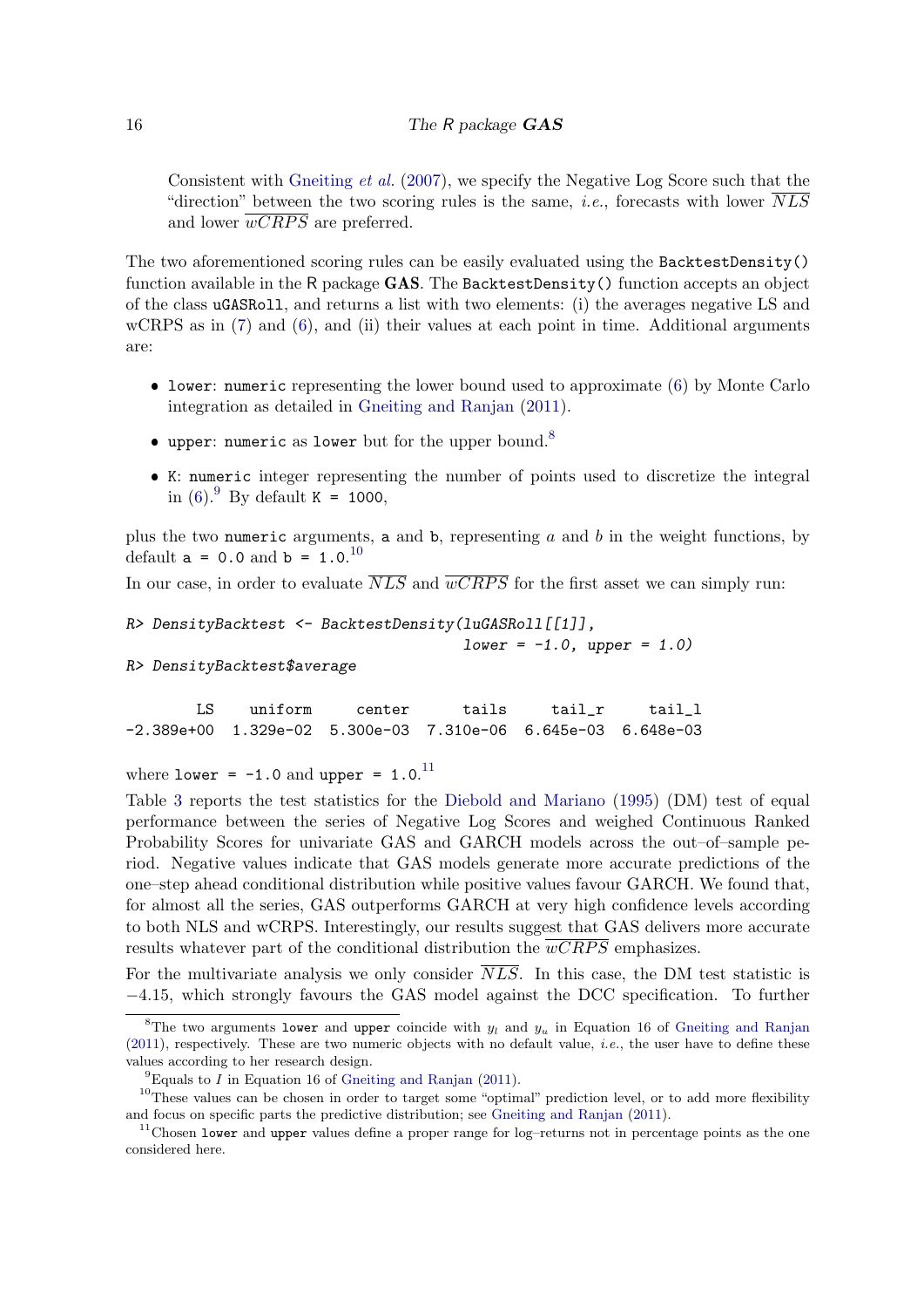Consistent with Gneiting *et al.* (2007), we specify the Negative Log Score such that the "direction" between the two scoring rules is the same, *i.e.*, forecasts with lower $\overline{NLS}$ and lower $\overline{wCRPS}$ are preferred.

The two aforementioned scoring rules can be easily evaluated using the `BacktestDensity()` function available in the R package **GAS**. The `BacktestDensity()` function accepts an object of the class `uGASRoll`, and returns a list with two elements: (i) the averages negative LS and wCRPS as in (7) and (6), and (ii) their values at each point in time. Additional arguments are:

- `lower`: `numeric` representing the lower bound used to approximate (6) by Monte Carlo integration as detailed in Gneiting and Ranjan (2011).
- `upper`: `numeric` as `lower` but for the upper bound.[8]
- `K`: `numeric` integer representing the number of points used to discretize the integral in (6).[9] By default `K = 1000`,

plus the two `numeric` arguments, `a` and `b`, representing $a$ and $b$ in the weight functions, by default `a = 0.0` and `b = 1.0`.[10]

In our case, in order to evaluate $\overline{NLS}$ and $\overline{wCRPS}$ for the first asset we can simply run:

```
R> DensityBacktest <- BacktestDensity(luGASRoll[[1]],
                                      lower = -1.0, upper = 1.0)
R> DensityBacktest$average

         LS    uniform     center      tails     tail_r     tail_l
 -2.389e+00  1.329e-02  5.300e-03  7.310e-06  6.645e-03  6.648e-03
```

where `lower = -1.0` and `upper = 1.0`.[11]

Table 3 reports the test statistics for the Diebold and Mariano (1995) (DM) test of equal performance between the series of Negative Log Scores and weighed Continuous Ranked Probability Scores for univariate GAS and GARCH models across the out–of–sample period. Negative values indicate that GAS models generate more accurate predictions of the one–step ahead conditional distribution while positive values favour GARCH. We found that, for almost all the series, GAS outperforms GARCH at very high confidence levels according to both NLS and wCRPS. Interestingly, our results suggest that GAS delivers more accurate results whatever part of the conditional distribution the $\overline{wCRPS}$ emphasizes.

For the multivariate analysis we only consider $\overline{NLS}$. In this case, the DM test statistic is $-4.15$, which strongly favours the GAS model against the DCC specification. To further

---

[8] The two arguments `lower` and `upper` coincide with $y_l$ and $y_u$ in Equation 16 of Gneiting and Ranjan (2011), respectively. These are two numeric objects with no default value, *i.e.*, the user have to define these values according to her research design.

[9] Equals to $I$ in Equation 16 of Gneiting and Ranjan (2011).

[10] These values can be chosen in order to target some "optimal" prediction level, or to add more flexibility and focus on specific parts the predictive distribution; see Gneiting and Ranjan (2011).

[11] Chosen `lower` and `upper` values define a proper range for log–returns not in percentage points as the one considered here.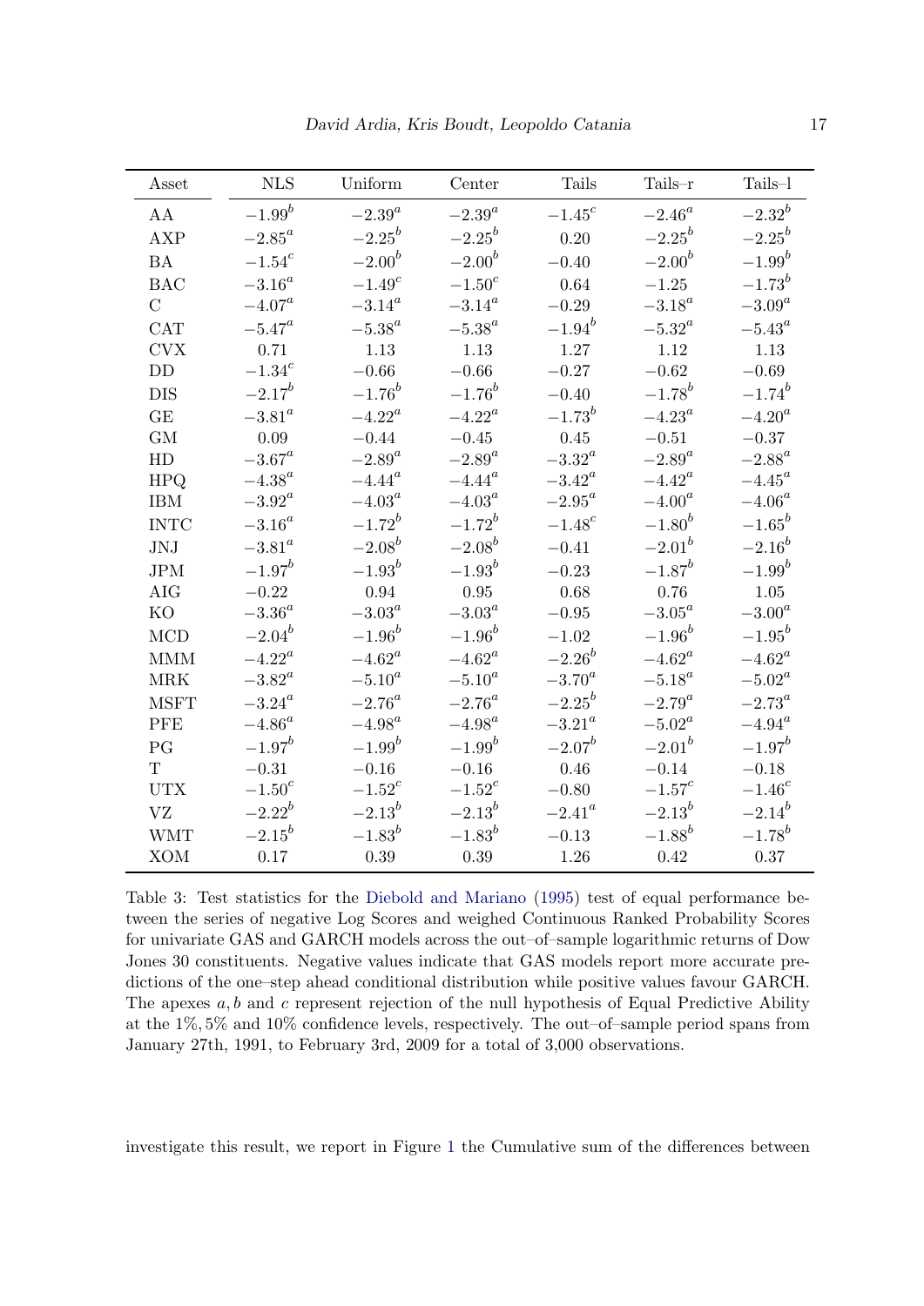| Asset | NLS | Uniform | Center | Tails | Tails–r | Tails–l |
|---|---|---|---|---|---|---|
| AA | $-1.99^{b}$ | $-2.39^{a}$ | $-2.39^{a}$ | $-1.45^{c}$ | $-2.46^{a}$ | $-2.32^{b}$ |
| AXP | $-2.85^{a}$ | $-2.25^{b}$ | $-2.25^{b}$ | 0.20 | $-2.25^{b}$ | $-2.25^{b}$ |
| BA | $-1.54^{c}$ | $-2.00^{b}$ | $-2.00^{b}$ | $-0.40$ | $-2.00^{b}$ | $-1.99^{b}$ |
| BAC | $-3.16^{a}$ | $-1.49^{c}$ | $-1.50^{c}$ | 0.64 | $-1.25$ | $-1.73^{b}$ |
| C | $-4.07^{a}$ | $-3.14^{a}$ | $-3.14^{a}$ | $-0.29$ | $-3.18^{a}$ | $-3.09^{a}$ |
| CAT | $-5.47^{a}$ | $-5.38^{a}$ | $-5.38^{a}$ | $-1.94^{b}$ | $-5.32^{a}$ | $-5.43^{a}$ |
| CVX | 0.71 | 1.13 | 1.13 | 1.27 | 1.12 | 1.13 |
| DD | $-1.34^{c}$ | $-0.66$ | $-0.66$ | $-0.27$ | $-0.62$ | $-0.69$ |
| DIS | $-2.17^{b}$ | $-1.76^{b}$ | $-1.76^{b}$ | $-0.40$ | $-1.78^{b}$ | $-1.74^{b}$ |
| GE | $-3.81^{a}$ | $-4.22^{a}$ | $-4.22^{a}$ | $-1.73^{b}$ | $-4.23^{a}$ | $-4.20^{a}$ |
| GM | 0.09 | $-0.44$ | $-0.45$ | 0.45 | $-0.51$ | $-0.37$ |
| HD | $-3.67^{a}$ | $-2.89^{a}$ | $-2.89^{a}$ | $-3.32^{a}$ | $-2.89^{a}$ | $-2.88^{a}$ |
| HPQ | $-4.38^{a}$ | $-4.44^{a}$ | $-4.44^{a}$ | $-3.42^{a}$ | $-4.42^{a}$ | $-4.45^{a}$ |
| IBM | $-3.92^{a}$ | $-4.03^{a}$ | $-4.03^{a}$ | $-2.95^{a}$ | $-4.00^{a}$ | $-4.06^{a}$ |
| INTC | $-3.16^{a}$ | $-1.72^{b}$ | $-1.72^{b}$ | $-1.48^{c}$ | $-1.80^{b}$ | $-1.65^{b}$ |
| JNJ | $-3.81^{a}$ | $-2.08^{b}$ | $-2.08^{b}$ | $-0.41$ | $-2.01^{b}$ | $-2.16^{b}$ |
| JPM | $-1.97^{b}$ | $-1.93^{b}$ | $-1.93^{b}$ | $-0.23$ | $-1.87^{b}$ | $-1.99^{b}$ |
| AIG | $-0.22$ | 0.94 | 0.95 | 0.68 | 0.76 | 1.05 |
| KO | $-3.36^{a}$ | $-3.03^{a}$ | $-3.03^{a}$ | $-0.95$ | $-3.05^{a}$ | $-3.00^{a}$ |
| MCD | $-2.04^{b}$ | $-1.96^{b}$ | $-1.96^{b}$ | $-1.02$ | $-1.96^{b}$ | $-1.95^{b}$ |
| MMM | $-4.22^{a}$ | $-4.62^{a}$ | $-4.62^{a}$ | $-2.26^{b}$ | $-4.62^{a}$ | $-4.62^{a}$ |
| MRK | $-3.82^{a}$ | $-5.10^{a}$ | $-5.10^{a}$ | $-3.70^{a}$ | $-5.18^{a}$ | $-5.02^{a}$ |
| MSFT | $-3.24^{a}$ | $-2.76^{a}$ | $-2.76^{a}$ | $-2.25^{b}$ | $-2.79^{a}$ | $-2.73^{a}$ |
| PFE | $-4.86^{a}$ | $-4.98^{a}$ | $-4.98^{a}$ | $-3.21^{a}$ | $-5.02^{a}$ | $-4.94^{a}$ |
| PG | $-1.97^{b}$ | $-1.99^{b}$ | $-1.99^{b}$ | $-2.07^{b}$ | $-2.01^{b}$ | $-1.97^{b}$ |
| T | $-0.31$ | $-0.16$ | $-0.16$ | 0.46 | $-0.14$ | $-0.18$ |
| UTX | $-1.50^{c}$ | $-1.52^{c}$ | $-1.52^{c}$ | $-0.80$ | $-1.57^{c}$ | $-1.46^{c}$ |
| VZ | $-2.22^{b}$ | $-2.13^{b}$ | $-2.13^{b}$ | $-2.41^{a}$ | $-2.13^{b}$ | $-2.14^{b}$ |
| WMT | $-2.15^{b}$ | $-1.83^{b}$ | $-1.83^{b}$ | $-0.13$ | $-1.88^{b}$ | $-1.78^{b}$ |
| XOM | 0.17 | 0.39 | 0.39 | 1.26 | 0.42 | 0.37 |

Table 3: Test statistics for the Diebold and Mariano (1995) test of equal performance between the series of negative Log Scores and weighed Continuous Ranked Probability Scores for univariate GAS and GARCH models across the out–of–sample logarithmic returns of Dow Jones 30 constituents. Negative values indicate that GAS models report more accurate predictions of the one–step ahead conditional distribution while positive values favour GARCH. The apexes $a, b$ and $c$ represent rejection of the null hypothesis of Equal Predictive Ability at the 1%, 5% and 10% confidence levels, respectively. The out–of–sample period spans from January 27th, 1991, to February 3rd, 2009 for a total of 3,000 observations.

investigate this result, we report in Figure 1 the Cumulative sum of the differences between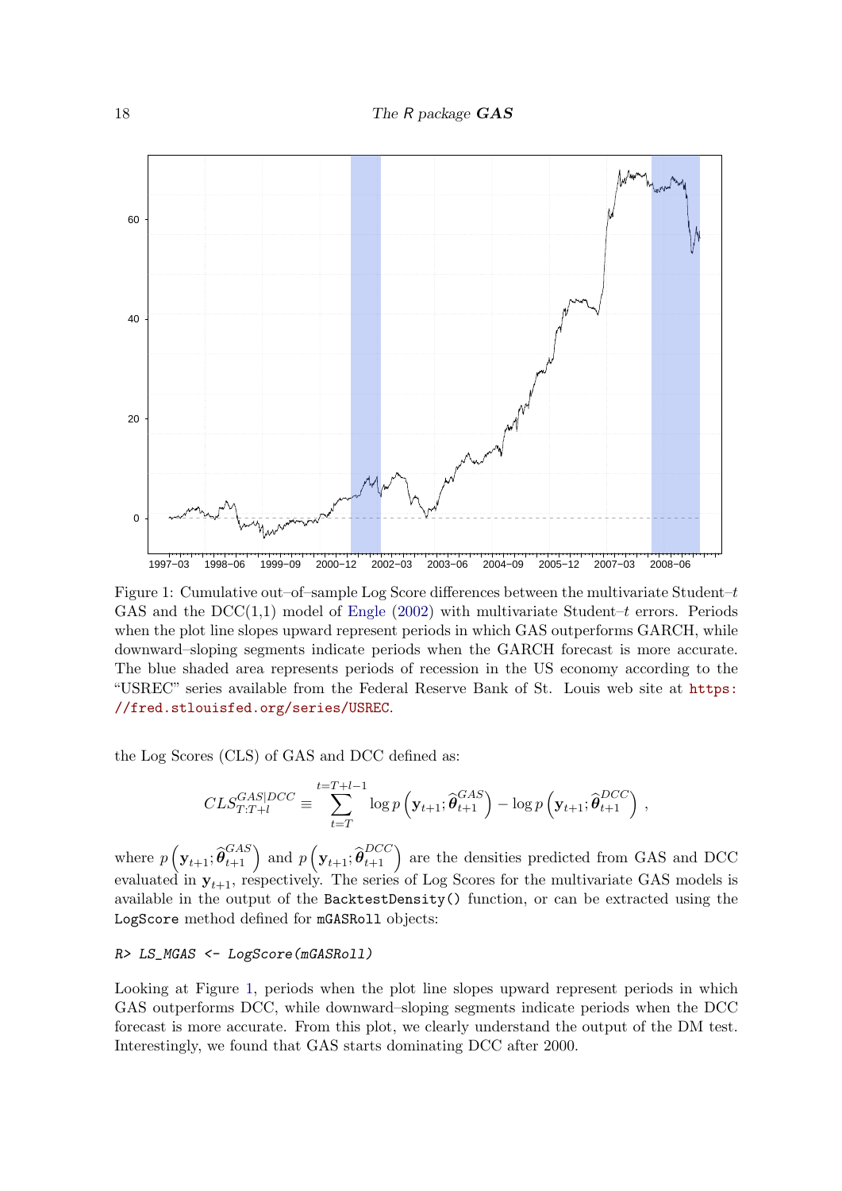Figure 1: Cumulative out–of–sample Log Score differences between the multivariate Student–$t$ GAS and the DCC(1,1) model of Engle (2002) with multivariate Student–$t$ errors. Periods when the plot line slopes upward represent periods in which GAS outperforms GARCH, while downward–sloping segments indicate periods when the GARCH forecast is more accurate. The blue shaded area represents periods of recession in the US economy according to the "USREC" series available from the Federal Reserve Bank of St. Louis web site at https://fred.stlouisfed.org/series/USREC.

the Log Scores (CLS) of GAS and DCC defined as:

$$CLS_{T:T+l}^{GAS|DCC} \equiv \sum_{t=T}^{t=T+l-1} \log p\left(\mathbf{y}_{t+1}; \widehat{\boldsymbol{\theta}}_{t+1}^{GAS}\right) - \log p\left(\mathbf{y}_{t+1}; \widehat{\boldsymbol{\theta}}_{t+1}^{DCC}\right) ,$$

where $p\left(\mathbf{y}_{t+1}; \widehat{\boldsymbol{\theta}}_{t+1}^{GAS}\right)$ and $p\left(\mathbf{y}_{t+1}; \widehat{\boldsymbol{\theta}}_{t+1}^{DCC}\right)$ are the densities predicted from GAS and DCC evaluated in $\mathbf{y}_{t+1}$, respectively. The series of Log Scores for the multivariate GAS models is available in the output of the `BacktestDensity()` function, or can be extracted using the `LogScore` method defined for `mGASRoll` objects:

```
R> LS_MGAS <- LogScore(mGASRoll)
```

Looking at Figure 1, periods when the plot line slopes upward represent periods in which GAS outperforms DCC, while downward–sloping segments indicate periods when the DCC forecast is more accurate. From this plot, we clearly understand the output of the DM test. Interestingly, we found that GAS starts dominating DCC after 2000.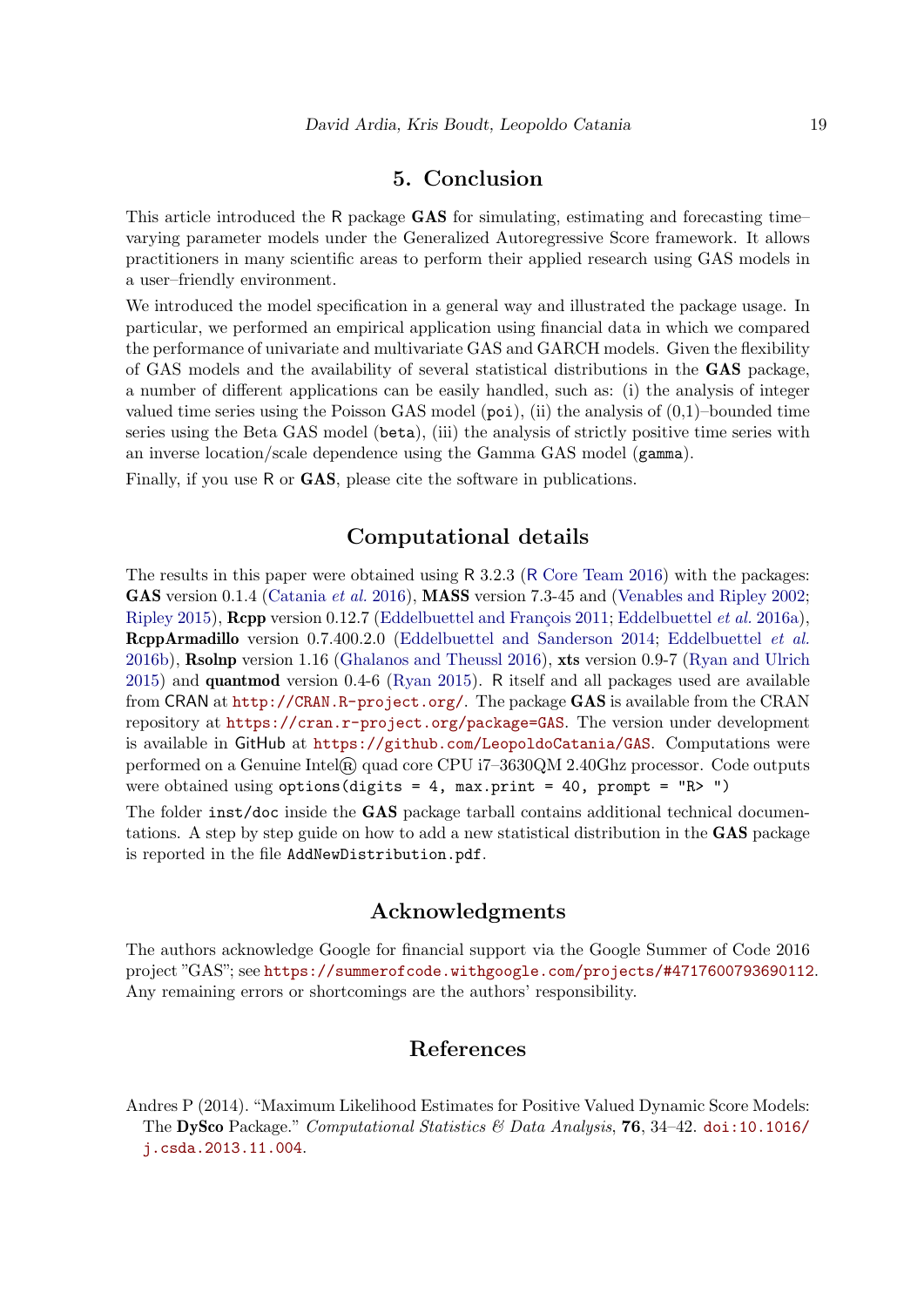# 5. Conclusion

This article introduced the R package **GAS** for simulating, estimating and forecasting time–varying parameter models under the Generalized Autoregressive Score framework. It allows practitioners in many scientific areas to perform their applied research using GAS models in a user–friendly environment.

We introduced the model specification in a general way and illustrated the package usage. In particular, we performed an empirical application using financial data in which we compared the performance of univariate and multivariate GAS and GARCH models. Given the flexibility of GAS models and the availability of several statistical distributions in the **GAS** package, a number of different applications can be easily handled, such as: (i) the analysis of integer valued time series using the Poisson GAS model (`poi`), (ii) the analysis of (0,1)–bounded time series using the Beta GAS model (`beta`), (iii) the analysis of strictly positive time series with an inverse location/scale dependence using the Gamma GAS model (`gamma`).

Finally, if you use R or **GAS**, please cite the software in publications.

# Computational details

The results in this paper were obtained using R 3.2.3 (R Core Team 2016) with the packages: **GAS** version 0.1.4 (Catania *et al.* 2016), **MASS** version 7.3-45 and (Venables and Ripley 2002; Ripley 2015), **Rcpp** version 0.12.7 (Eddelbuettel and François 2011; Eddelbuettel *et al.* 2016a), **RcppArmadillo** version 0.7.400.2.0 (Eddelbuettel and Sanderson 2014; Eddelbuettel *et al.* 2016b), **Rsolnp** version 1.16 (Ghalanos and Theussl 2016), **xts** version 0.9-7 (Ryan and Ulrich 2015) and **quantmod** version 0.4-6 (Ryan 2015). R itself and all packages used are available from CRAN at `http://CRAN.R-project.org/`. The package **GAS** is available from the CRAN repository at `https://cran.r-project.org/package=GAS`. The version under development is available in GitHub at `https://github.com/LeopoldoCatania/GAS`. Computations were performed on a Genuine Intel® quad core CPU i7–3630QM 2.40Ghz processor. Code outputs were obtained using `options(digits = 4, max.print = 40, prompt = "R> ")`

The folder `inst/doc` inside the **GAS** package tarball contains additional technical documentations. A step by step guide on how to add a new statistical distribution in the **GAS** package is reported in the file `AddNewDistribution.pdf`.

# Acknowledgments

The authors acknowledge Google for financial support via the Google Summer of Code 2016 project "GAS"; see `https://summerofcode.withgoogle.com/projects/#4717600793690112`. Any remaining errors or shortcomings are the authors' responsibility.

# References

Andres P (2014). "Maximum Likelihood Estimates for Positive Valued Dynamic Score Models: The **DySco** Package." *Computational Statistics & Data Analysis*, **76**, 34–42. `doi:10.1016/j.csda.2013.11.004`.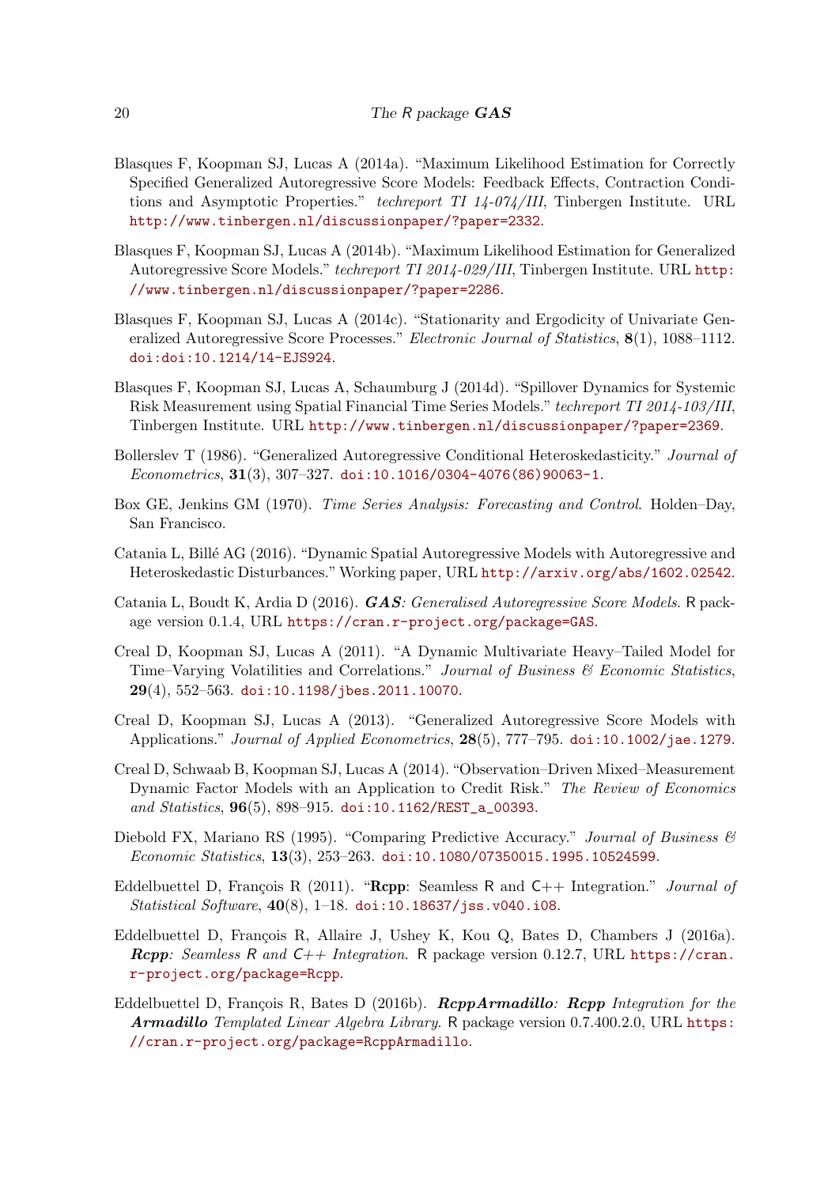Blasques F, Koopman SJ, Lucas A (2014a). "Maximum Likelihood Estimation for Correctly Specified Generalized Autoregressive Score Models: Feedback Effects, Contraction Conditions and Asymptotic Properties." *techreport TI 14-074/III*, Tinbergen Institute. URL http://www.tinbergen.nl/discussionpaper/?paper=2332.

Blasques F, Koopman SJ, Lucas A (2014b). "Maximum Likelihood Estimation for Generalized Autoregressive Score Models." *techreport TI 2014-029/III*, Tinbergen Institute. URL http://www.tinbergen.nl/discussionpaper/?paper=2286.

Blasques F, Koopman SJ, Lucas A (2014c). "Stationarity and Ergodicity of Univariate Generalized Autoregressive Score Processes." *Electronic Journal of Statistics*, **8**(1), 1088–1112. doi:doi:10.1214/14-EJS924.

Blasques F, Koopman SJ, Lucas A, Schaumburg J (2014d). "Spillover Dynamics for Systemic Risk Measurement using Spatial Financial Time Series Models." *techreport TI 2014-103/III*, Tinbergen Institute. URL http://www.tinbergen.nl/discussionpaper/?paper=2369.

Bollerslev T (1986). "Generalized Autoregressive Conditional Heteroskedasticity." *Journal of Econometrics*, **31**(3), 307–327. doi:10.1016/0304-4076(86)90063-1.

Box GE, Jenkins GM (1970). *Time Series Analysis: Forecasting and Control*. Holden–Day, San Francisco.

Catania L, Billé AG (2016). "Dynamic Spatial Autoregressive Models with Autoregressive and Heteroskedastic Disturbances." Working paper, URL http://arxiv.org/abs/1602.02542.

Catania L, Boudt K, Ardia D (2016). ***GAS**: Generalised Autoregressive Score Models*. R package version 0.1.4, URL https://cran.r-project.org/package=GAS.

Creal D, Koopman SJ, Lucas A (2011). "A Dynamic Multivariate Heavy–Tailed Model for Time–Varying Volatilities and Correlations." *Journal of Business & Economic Statistics*, **29**(4), 552–563. doi:10.1198/jbes.2011.10070.

Creal D, Koopman SJ, Lucas A (2013). "Generalized Autoregressive Score Models with Applications." *Journal of Applied Econometrics*, **28**(5), 777–795. doi:10.1002/jae.1279.

Creal D, Schwaab B, Koopman SJ, Lucas A (2014). "Observation–Driven Mixed–Measurement Dynamic Factor Models with an Application to Credit Risk." *The Review of Economics and Statistics*, **96**(5), 898–915. doi:10.1162/REST_a_00393.

Diebold FX, Mariano RS (1995). "Comparing Predictive Accuracy." *Journal of Business & Economic Statistics*, **13**(3), 253–263. doi:10.1080/07350015.1995.10524599.

Eddelbuettel D, François R (2011). "**Rcpp**: Seamless R and C++ Integration." *Journal of Statistical Software*, **40**(8), 1–18. doi:10.18637/jss.v040.i08.

Eddelbuettel D, François R, Allaire J, Ushey K, Kou Q, Bates D, Chambers J (2016a). ***Rcpp**: Seamless R and C++ Integration*. R package version 0.12.7, URL https://cran.r-project.org/package=Rcpp.

Eddelbuettel D, François R, Bates D (2016b). ***RcppArmadillo**: **Rcpp** Integration for the **Armadillo** Templated Linear Algebra Library*. R package version 0.7.400.2.0, URL https://cran.r-project.org/package=RcppArmadillo.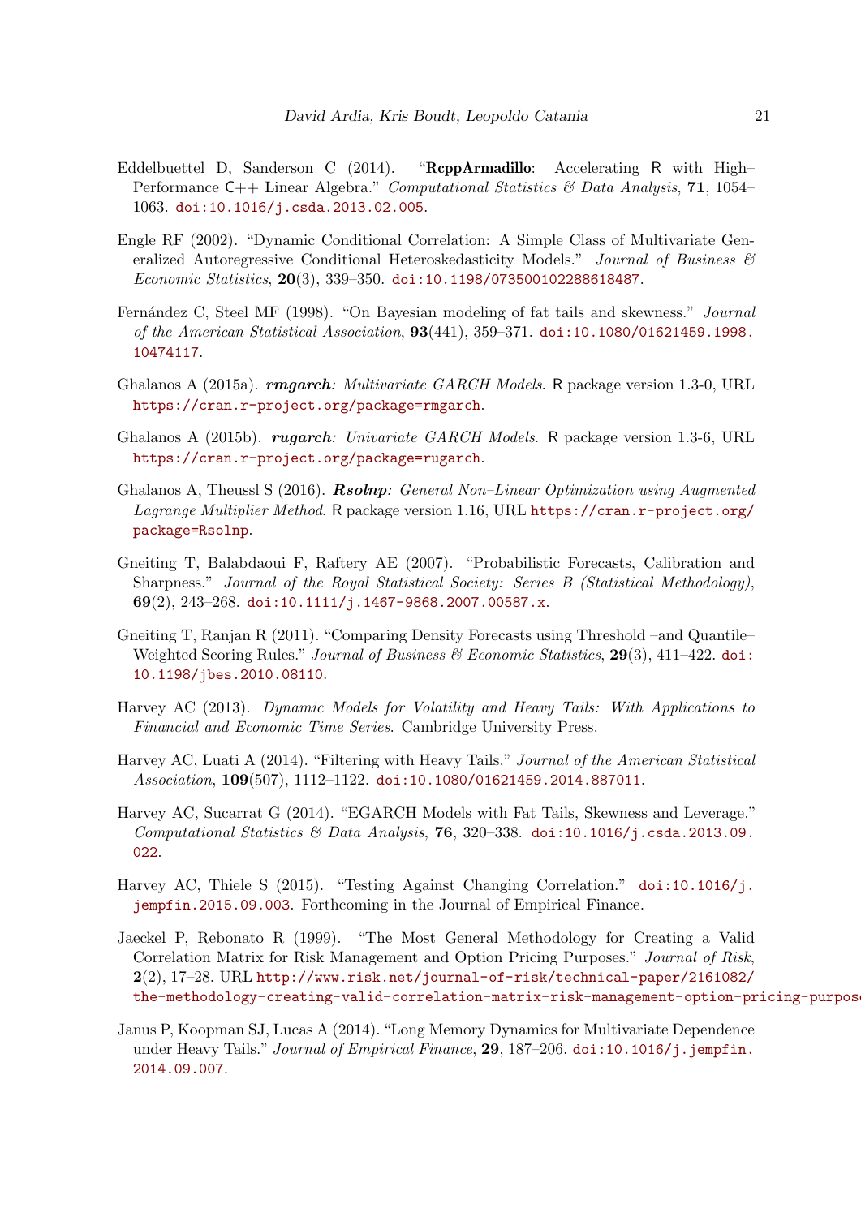Eddelbuettel D, Sanderson C (2014). "**RcppArmadillo**: Accelerating R with High–Performance C++ Linear Algebra." *Computational Statistics & Data Analysis*, **71**, 1054–1063. doi:10.1016/j.csda.2013.02.005.

Engle RF (2002). "Dynamic Conditional Correlation: A Simple Class of Multivariate Generalized Autoregressive Conditional Heteroskedasticity Models." *Journal of Business & Economic Statistics*, **20**(3), 339–350. doi:10.1198/073500102288618487.

Fernández C, Steel MF (1998). "On Bayesian modeling of fat tails and skewness." *Journal of the American Statistical Association*, **93**(441), 359–371. doi:10.1080/01621459.1998.10474117.

Ghalanos A (2015a). ***rmgarch**: Multivariate GARCH Models*. R package version 1.3-0, URL https://cran.r-project.org/package=rmgarch.

Ghalanos A (2015b). ***rugarch**: Univariate GARCH Models*. R package version 1.3-6, URL https://cran.r-project.org/package=rugarch.

Ghalanos A, Theussl S (2016). ***Rsolnp**: General Non–Linear Optimization using Augmented Lagrange Multiplier Method*. R package version 1.16, URL https://cran.r-project.org/package=Rsolnp.

Gneiting T, Balabdaoui F, Raftery AE (2007). "Probabilistic Forecasts, Calibration and Sharpness." *Journal of the Royal Statistical Society: Series B (Statistical Methodology)*, **69**(2), 243–268. doi:10.1111/j.1467-9868.2007.00587.x.

Gneiting T, Ranjan R (2011). "Comparing Density Forecasts using Threshold –and Quantile–Weighted Scoring Rules." *Journal of Business & Economic Statistics*, **29**(3), 411–422. doi:10.1198/jbes.2010.08110.

Harvey AC (2013). *Dynamic Models for Volatility and Heavy Tails: With Applications to Financial and Economic Time Series*. Cambridge University Press.

Harvey AC, Luati A (2014). "Filtering with Heavy Tails." *Journal of the American Statistical Association*, **109**(507), 1112–1122. doi:10.1080/01621459.2014.887011.

Harvey AC, Sucarrat G (2014). "EGARCH Models with Fat Tails, Skewness and Leverage." *Computational Statistics & Data Analysis*, **76**, 320–338. doi:10.1016/j.csda.2013.09.022.

Harvey AC, Thiele S (2015). "Testing Against Changing Correlation." doi:10.1016/j.jempfin.2015.09.003. Forthcoming in the Journal of Empirical Finance.

Jaeckel P, Rebonato R (1999). "The Most General Methodology for Creating a Valid Correlation Matrix for Risk Management and Option Pricing Purposes." *Journal of Risk*, **2**(2), 17–28. URL http://www.risk.net/journal-of-risk/technical-paper/2161082/the-methodology-creating-valid-correlation-matrix-risk-management-option-pricing-purposes.

Janus P, Koopman SJ, Lucas A (2014). "Long Memory Dynamics for Multivariate Dependence under Heavy Tails." *Journal of Empirical Finance*, **29**, 187–206. doi:10.1016/j.jempfin.2014.09.007.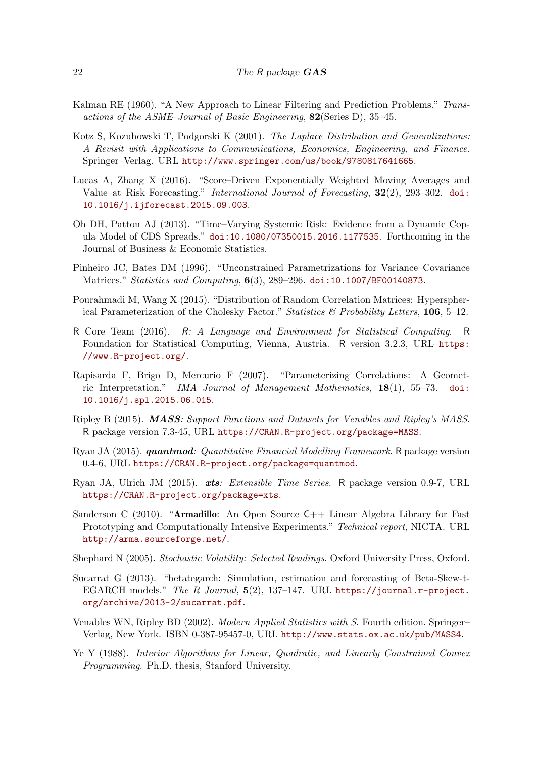Kalman RE (1960). "A New Approach to Linear Filtering and Prediction Problems." *Transactions of the ASME–Journal of Basic Engineering*, **82**(Series D), 35–45.

Kotz S, Kozubowski T, Podgorski K (2001). *The Laplace Distribution and Generalizations: A Revisit with Applications to Communications, Economics, Engineering, and Finance*. Springer–Verlag. URL http://www.springer.com/us/book/9780817641665.

Lucas A, Zhang X (2016). "Score–Driven Exponentially Weighted Moving Averages and Value–at–Risk Forecasting." *International Journal of Forecasting*, **32**(2), 293–302. doi:10.1016/j.ijforecast.2015.09.003.

Oh DH, Patton AJ (2013). "Time–Varying Systemic Risk: Evidence from a Dynamic Copula Model of CDS Spreads." doi:10.1080/07350015.2016.1177535. Forthcoming in the Journal of Business & Economic Statistics.

Pinheiro JC, Bates DM (1996). "Unconstrained Parametrizations for Variance–Covariance Matrices." *Statistics and Computing*, **6**(3), 289–296. doi:10.1007/BF00140873.

Pourahmadi M, Wang X (2015). "Distribution of Random Correlation Matrices: Hyperspherical Parameterization of the Cholesky Factor." *Statistics & Probability Letters*, **106**, 5–12.

R Core Team (2016). *R: A Language and Environment for Statistical Computing*. R Foundation for Statistical Computing, Vienna, Austria. R version 3.2.3, URL https://www.R-project.org/.

Rapisarda F, Brigo D, Mercurio F (2007). "Parameterizing Correlations: A Geometric Interpretation." *IMA Journal of Management Mathematics*, **18**(1), 55–73. doi:10.1016/j.spl.2015.06.015.

Ripley B (2015). ***MASS**: Support Functions and Datasets for Venables and Ripley's MASS*. R package version 7.3-45, URL https://CRAN.R-project.org/package=MASS.

Ryan JA (2015). ***quantmod**: Quantitative Financial Modelling Framework*. R package version 0.4-6, URL https://CRAN.R-project.org/package=quantmod.

Ryan JA, Ulrich JM (2015). ***xts**: Extensible Time Series*. R package version 0.9-7, URL https://CRAN.R-project.org/package=xts.

Sanderson C (2010). "**Armadillo**: An Open Source C++ Linear Algebra Library for Fast Prototyping and Computationally Intensive Experiments." *Technical report*, NICTA. URL http://arma.sourceforge.net/.

Shephard N (2005). *Stochastic Volatility: Selected Readings*. Oxford University Press, Oxford.

Sucarrat G (2013). "betategarch: Simulation, estimation and forecasting of Beta-Skew-t-EGARCH models." *The R Journal*, **5**(2), 137–147. URL https://journal.r-project.org/archive/2013-2/sucarrat.pdf.

Venables WN, Ripley BD (2002). *Modern Applied Statistics with S*. Fourth edition. Springer–Verlag, New York. ISBN 0-387-95457-0, URL http://www.stats.ox.ac.uk/pub/MASS4.

Ye Y (1988). *Interior Algorithms for Linear, Quadratic, and Linearly Constrained Convex Programming*. Ph.D. thesis, Stanford University.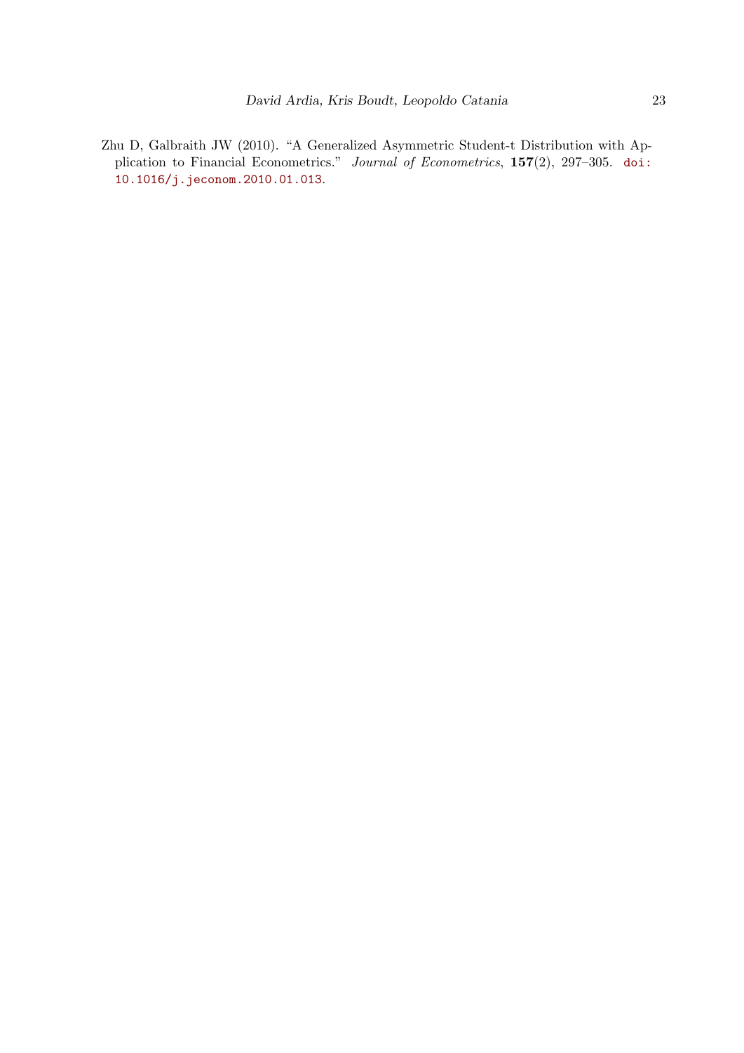Zhu D, Galbraith JW (2010). "A Generalized Asymmetric Student-t Distribution with Application to Financial Econometrics." *Journal of Econometrics*, **157**(2), 297–305. doi:10.1016/j.jeconom.2010.01.013.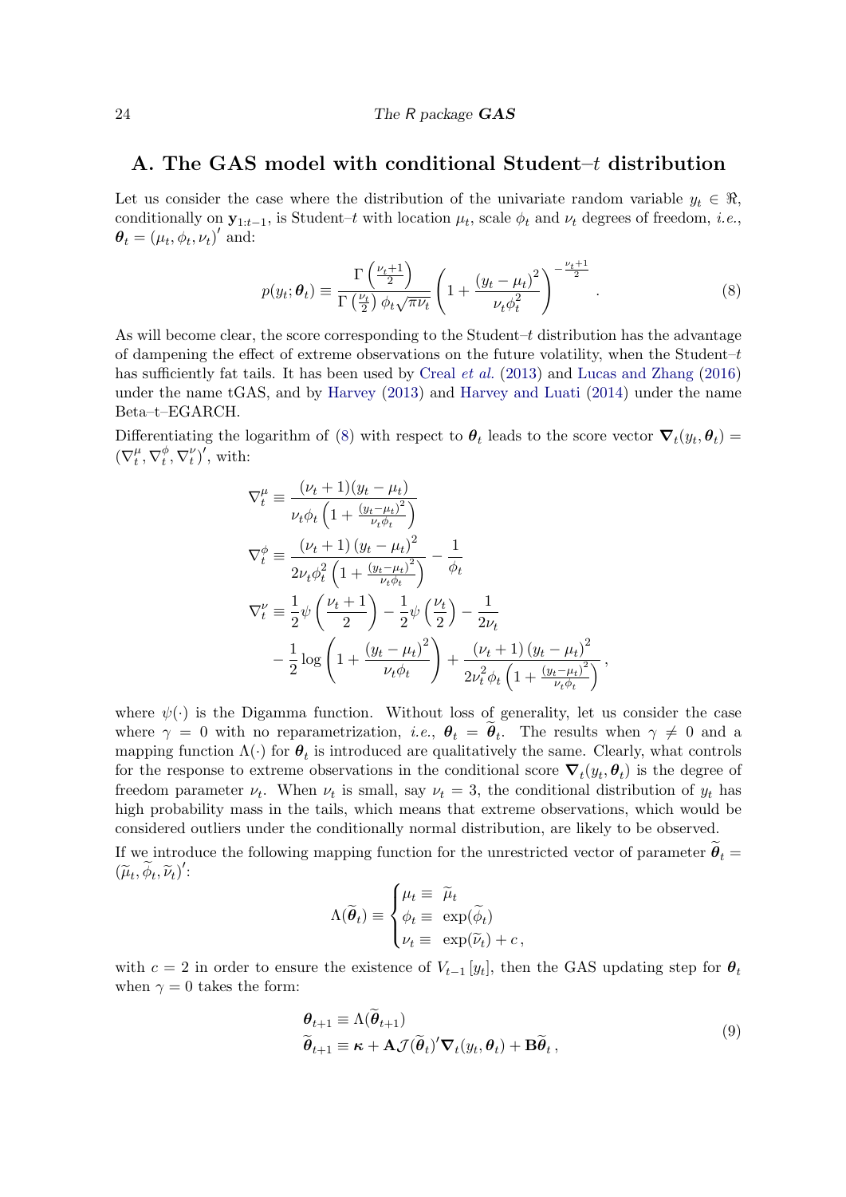## A. The GAS model with conditional Student–$t$ distribution

Let us consider the case where the distribution of the univariate random variable $y_t \in \Re$, conditionally on $\mathbf{y}_{1:t-1}$, is Student–$t$ with location $\mu_t$, scale $\phi_t$ and $\nu_t$ degrees of freedom, *i.e.*, $\boldsymbol{\theta}_t = (\mu_t, \phi_t, \nu_t)'$ and:

$$
p(y_t; \boldsymbol{\theta}_t) \equiv \frac{\Gamma\left(\frac{\nu_t+1}{2}\right)}{\Gamma\left(\frac{\nu_t}{2}\right)\phi_t\sqrt{\pi\nu_t}}\left(1 + \frac{(y_t - \mu_t)^2}{\nu_t\phi_t^2}\right)^{-\frac{\nu_t+1}{2}}. \tag{8}
$$

As will become clear, the score corresponding to the Student–$t$ distribution has the advantage of dampening the effect of extreme observations on the future volatility, when the Student–$t$ has sufficiently fat tails. It has been used by Creal *et al.* (2013) and Lucas and Zhang (2016) under the name tGAS, and by Harvey (2013) and Harvey and Luati (2014) under the name Beta–t–EGARCH.

Differentiating the logarithm of (8) with respect to $\boldsymbol{\theta}_t$ leads to the score vector $\boldsymbol{\nabla}_t(y_t, \boldsymbol{\theta}_t) = (\nabla_t^\mu, \nabla_t^\phi, \nabla_t^\nu)'$, with:

$$
\begin{aligned}
\nabla_t^\mu &\equiv \frac{(\nu_t + 1)(y_t - \mu_t)}{\nu_t\phi_t\left(1 + \frac{(y_t-\mu_t)^2}{\nu_t\phi_t}\right)} \\
\nabla_t^\phi &\equiv \frac{(\nu_t + 1)(y_t - \mu_t)^2}{2\nu_t\phi_t^2\left(1 + \frac{(y_t-\mu_t)^2}{\nu_t\phi_t}\right)} - \frac{1}{\phi_t} \\
\nabla_t^\nu &\equiv \frac{1}{2}\psi\left(\frac{\nu_t+1}{2}\right) - \frac{1}{2}\psi\left(\frac{\nu_t}{2}\right) - \frac{1}{2\nu_t} \\
&\quad - \frac{1}{2}\log\left(1 + \frac{(y_t - \mu_t)^2}{\nu_t\phi_t}\right) + \frac{(\nu_t + 1)(y_t - \mu_t)^2}{2\nu_t^2\phi_t\left(1 + \frac{(y_t-\mu_t)^2}{\nu_t\phi_t}\right)},
\end{aligned}
$$

where $\psi(\cdot)$ is the Digamma function. Without loss of generality, let us consider the case where $\gamma = 0$ with no reparametrization, *i.e.*, $\boldsymbol{\theta}_t = \widetilde{\boldsymbol{\theta}}_t$. The results when $\gamma \neq 0$ and a mapping function $\Lambda(\cdot)$ for $\boldsymbol{\theta}_t$ is introduced are qualitatively the same. Clearly, what controls for the response to extreme observations in the conditional score $\boldsymbol{\nabla}_t(y_t, \boldsymbol{\theta}_t)$ is the degree of freedom parameter $\nu_t$. When $\nu_t$ is small, say $\nu_t = 3$, the conditional distribution of $y_t$ has high probability mass in the tails, which means that extreme observations, which would be considered outliers under the conditionally normal distribution, are likely to be observed.

If we introduce the following mapping function for the unrestricted vector of parameter $\widetilde{\boldsymbol{\theta}}_t = (\widetilde{\mu}_t, \widetilde{\phi}_t, \widetilde{\nu}_t)'$:

$$
\Lambda(\widetilde{\boldsymbol{\theta}}_t) \equiv \begin{cases} \mu_t \equiv \widetilde{\mu}_t \\ \phi_t \equiv \exp(\widetilde{\phi}_t) \\ \nu_t \equiv \exp(\widetilde{\nu}_t) + c, \end{cases}
$$

with $c = 2$ in order to ensure the existence of $V_{t-1}[y_t]$, then the GAS updating step for $\boldsymbol{\theta}_t$ when $\gamma = 0$ takes the form:

$$
\begin{aligned}
\boldsymbol{\theta}_{t+1} &\equiv \Lambda(\widetilde{\boldsymbol{\theta}}_{t+1}) \\
\widetilde{\boldsymbol{\theta}}_{t+1} &\equiv \boldsymbol{\kappa} + \mathbf{A}\mathcal{J}(\widetilde{\boldsymbol{\theta}}_t)'\boldsymbol{\nabla}_t(y_t, \boldsymbol{\theta}_t) + \mathbf{B}\widetilde{\boldsymbol{\theta}}_t,
\end{aligned} \tag{9}
$$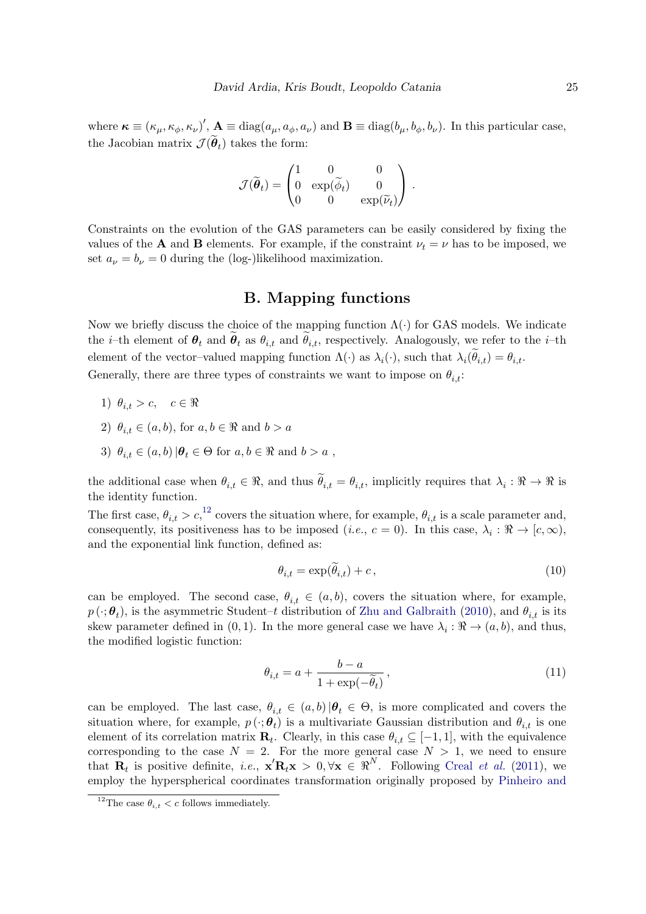where $\boldsymbol{\kappa} \equiv (\kappa_\mu, \kappa_\phi, \kappa_\nu)'$, $\mathbf{A} \equiv \text{diag}(a_\mu, a_\phi, a_\nu)$ and $\mathbf{B} \equiv \text{diag}(b_\mu, b_\phi, b_\nu)$. In this particular case, the Jacobian matrix $\mathcal{J}(\widetilde{\boldsymbol{\theta}}_t)$ takes the form:

$$
\mathcal{J}(\widetilde{\boldsymbol{\theta}}_t) = \begin{pmatrix} 1 & 0 & 0 \\ 0 & \exp(\widetilde{\phi}_t) & 0 \\ 0 & 0 & \exp(\widetilde{\nu}_t) \end{pmatrix}.
$$

Constraints on the evolution of the GAS parameters can be easily considered by fixing the values of the $\mathbf{A}$ and $\mathbf{B}$ elements. For example, if the constraint $\nu_t = \nu$ has to be imposed, we set $a_\nu = b_\nu = 0$ during the (log-)likelihood maximization.

# B. Mapping functions

Now we briefly discuss the choice of the mapping function $\Lambda(\cdot)$ for GAS models. We indicate the $i$–th element of $\boldsymbol{\theta}_t$ and $\widetilde{\boldsymbol{\theta}}_t$ as $\theta_{i,t}$ and $\widetilde{\theta}_{i,t}$, respectively. Analogously, we refer to the $i$–th element of the vector–valued mapping function $\Lambda(\cdot)$ as $\lambda_i(\cdot)$, such that $\lambda_i(\widetilde{\theta}_{i,t}) = \theta_{i,t}$. Generally, there are three types of constraints we want to impose on $\theta_{i,t}$:

1) $\theta_{i,t} > c, \quad c \in \Re$

2) $\theta_{i,t} \in (a, b)$, for $a, b \in \Re$ and $b > a$

3) $\theta_{i,t} \in (a, b)\,|\boldsymbol{\theta}_t \in \Theta$ for $a, b \in \Re$ and $b > a$ ,

the additional case when $\theta_{i,t} \in \Re$, and thus $\widetilde{\theta}_{i,t} = \theta_{i,t}$, implicitly requires that $\lambda_i : \Re \rightarrow \Re$ is the identity function.

The first case, $\theta_{i,t} > c$,[12] covers the situation where, for example, $\theta_{i,t}$ is a scale parameter and, consequently, its positiveness has to be imposed (*i.e.*, $c = 0$). In this case, $\lambda_i : \Re \rightarrow [c, \infty)$, and the exponential link function, defined as:

$$
\theta_{i,t} = \exp(\widetilde{\theta}_{i,t}) + c\,, \tag{10}
$$

can be employed. The second case, $\theta_{i,t} \in (a, b)$, covers the situation where, for example, $p\,(\cdot; \boldsymbol{\theta}_t)$, is the asymmetric Student–$t$ distribution of Zhu and Galbraith (2010), and $\theta_{i,t}$ is its skew parameter defined in $(0, 1)$. In the more general case we have $\lambda_i : \Re \rightarrow (a, b)$, and thus, the modified logistic function:

$$
\theta_{i,t} = a + \frac{b - a}{1 + \exp(-\widetilde{\theta}_t)}\,, \tag{11}
$$

can be employed. The last case, $\theta_{i,t} \in (a, b)\,|\boldsymbol{\theta}_t \in \Theta$, is more complicated and covers the situation where, for example, $p\,(\cdot; \boldsymbol{\theta}_t)$ is a multivariate Gaussian distribution and $\theta_{i,t}$ is one element of its correlation matrix $\mathbf{R}_t$. Clearly, in this case $\theta_{i,t} \subseteq [-1, 1]$, with the equivalence corresponding to the case $N = 2$. For the more general case $N > 1$, we need to ensure that $\mathbf{R}_t$ is positive definite, *i.e.*, $\mathbf{x}'\mathbf{R}_t\mathbf{x} > 0, \forall \mathbf{x} \in \Re^N$. Following Creal *et al.* (2011), we employ the hyperspherical coordinates transformation originally proposed by Pinheiro and

[12] The case $\theta_{i,t} < c$ follows immediately.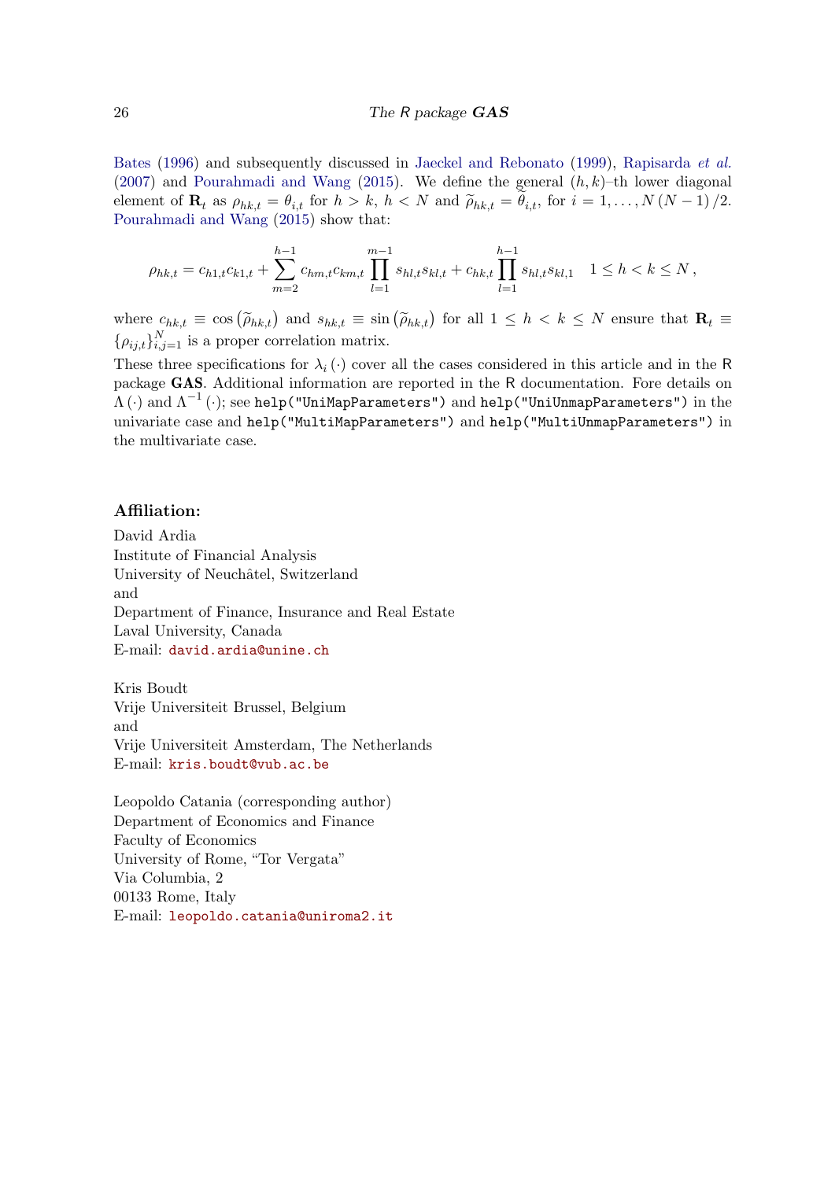Bates (1996) and subsequently discussed in Jaeckel and Rebonato (1999), Rapisarda *et al.* (2007) and Pourahmadi and Wang (2015). We define the general $(h,k)$–th lower diagonal element of $\mathbf{R}_t$ as $\rho_{hk,t} = \theta_{i,t}$ for $h > k$, $h < N$ and $\widetilde{\rho}_{hk,t} = \widetilde{\theta}_{i,t}$, for $i = 1, \ldots, N\left(N-1\right)/2$. Pourahmadi and Wang (2015) show that:

$$\rho_{hk,t} = c_{h1,t}c_{k1,t} + \sum_{m=2}^{h-1} c_{hm,t}c_{km,t}\prod_{l=1}^{m-1} s_{hl,t}s_{kl,t} + c_{hk,t}\prod_{l=1}^{h-1} s_{hl,t}s_{kl,1} \quad 1 \leq h < k \leq N\,,$$

where $c_{hk,t} \equiv \cos\left(\widetilde{\rho}_{hk,t}\right)$ and $s_{hk,t} \equiv \sin\left(\widetilde{\rho}_{hk,t}\right)$ for all $1 \leq h < k \leq N$ ensure that $\mathbf{R}_t \equiv \{\rho_{ij,t}\}_{i,j=1}^{N}$ is a proper correlation matrix.

These three specifications for $\lambda_i\left(\cdot\right)$ cover all the cases considered in this article and in the R package **GAS**. Additional information are reported in the R documentation. Fore details on $\Lambda\left(\cdot\right)$ and $\Lambda^{-1}\left(\cdot\right)$; see `help("UniMapParameters")` and `help("UniUnmapParameters")` in the univariate case and `help("MultiMapParameters")` and `help("MultiUnmapParameters")` in the multivariate case.

**Affiliation:**

David Ardia
Institute of Financial Analysis
University of Neuchâtel, Switzerland
and
Department of Finance, Insurance and Real Estate
Laval University, Canada
E-mail: david.ardia@unine.ch

Kris Boudt
Vrije Universiteit Brussel, Belgium
and
Vrije Universiteit Amsterdam, The Netherlands
E-mail: kris.boudt@vub.ac.be

Leopoldo Catania (corresponding author)
Department of Economics and Finance
Faculty of Economics
University of Rome, "Tor Vergata"
Via Columbia, 2
00133 Rome, Italy
E-mail: leopoldo.catania@uniroma2.it